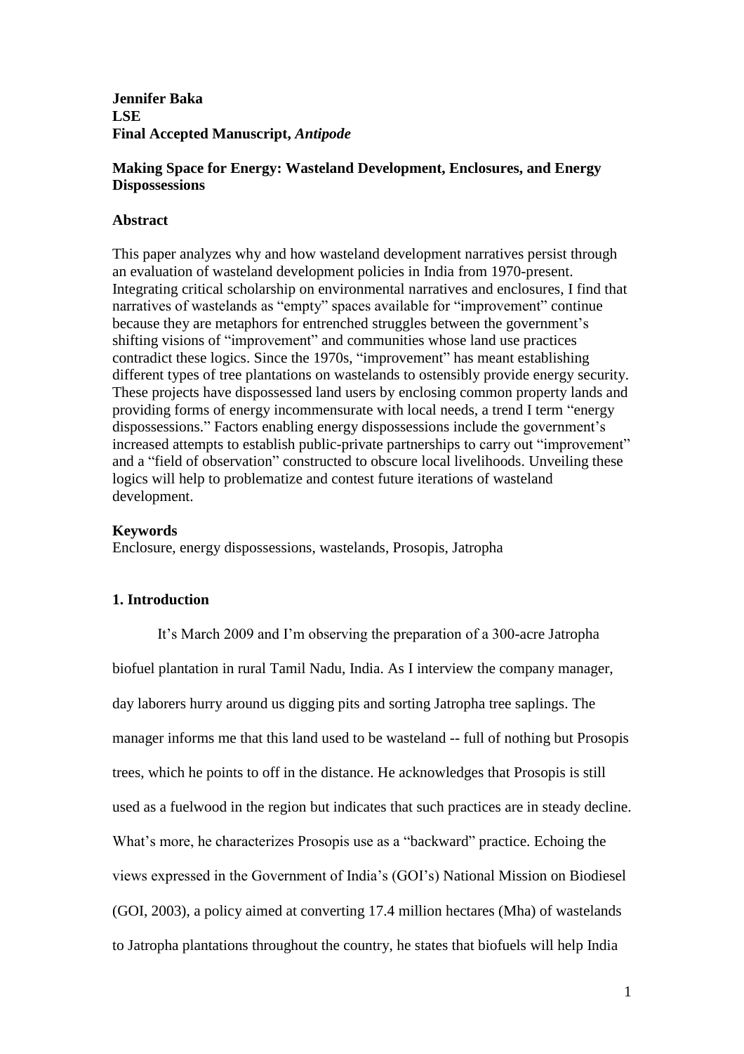**Jennifer Baka**
**LSE**
**Final Accepted Manuscript, *Antipode***

**Making Space for Energy: Wasteland Development, Enclosures, and Energy Dispossessions**

## Abstract

This paper analyzes why and how wasteland development narratives persist through an evaluation of wasteland development policies in India from 1970-present. Integrating critical scholarship on environmental narratives and enclosures, I find that narratives of wastelands as "empty" spaces available for "improvement" continue because they are metaphors for entrenched struggles between the government's shifting visions of "improvement" and communities whose land use practices contradict these logics. Since the 1970s, "improvement" has meant establishing different types of tree plantations on wastelands to ostensibly provide energy security. These projects have dispossessed land users by enclosing common property lands and providing forms of energy incommensurate with local needs, a trend I term "energy dispossessions." Factors enabling energy dispossessions include the government's increased attempts to establish public-private partnerships to carry out "improvement" and a "field of observation" constructed to obscure local livelihoods. Unveiling these logics will help to problematize and contest future iterations of wasteland development.

## Keywords

Enclosure, energy dispossessions, wastelands, Prosopis, Jatropha

## 1. Introduction

It's March 2009 and I'm observing the preparation of a 300-acre Jatropha biofuel plantation in rural Tamil Nadu, India. As I interview the company manager, day laborers hurry around us digging pits and sorting Jatropha tree saplings. The manager informs me that this land used to be wasteland -- full of nothing but Prosopis trees, which he points to off in the distance. He acknowledges that Prosopis is still used as a fuelwood in the region but indicates that such practices are in steady decline. What's more, he characterizes Prosopis use as a "backward" practice. Echoing the views expressed in the Government of India's (GOI's) National Mission on Biodiesel (GOI, 2003), a policy aimed at converting 17.4 million hectares (Mha) of wastelands to Jatropha plantations throughout the country, he states that biofuels will help India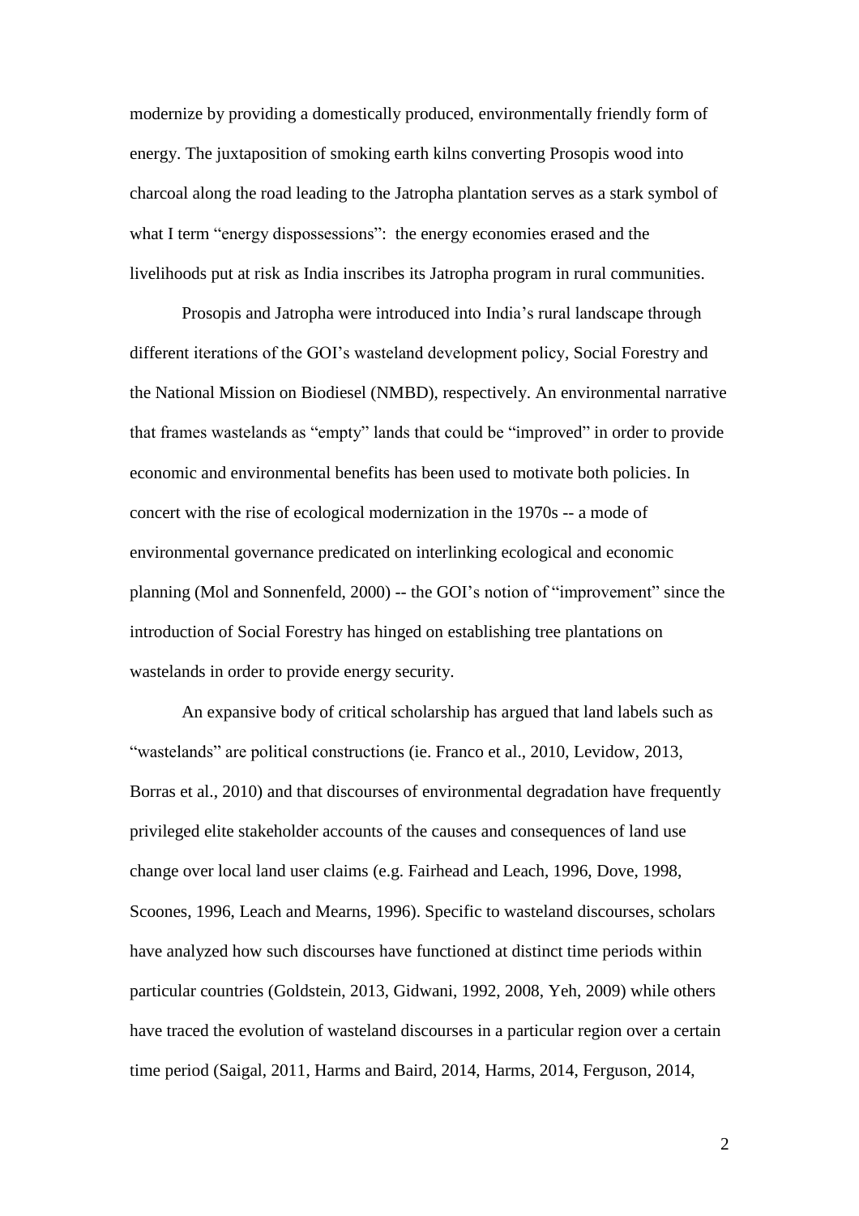modernize by providing a domestically produced, environmentally friendly form of energy. The juxtaposition of smoking earth kilns converting Prosopis wood into charcoal along the road leading to the Jatropha plantation serves as a stark symbol of what I term "energy dispossessions": the energy economies erased and the livelihoods put at risk as India inscribes its Jatropha program in rural communities.

Prosopis and Jatropha were introduced into India's rural landscape through different iterations of the GOI's wasteland development policy, Social Forestry and the National Mission on Biodiesel (NMBD), respectively. An environmental narrative that frames wastelands as "empty" lands that could be "improved" in order to provide economic and environmental benefits has been used to motivate both policies. In concert with the rise of ecological modernization in the 1970s -- a mode of environmental governance predicated on interlinking ecological and economic planning (Mol and Sonnenfeld, 2000) -- the GOI's notion of "improvement" since the introduction of Social Forestry has hinged on establishing tree plantations on wastelands in order to provide energy security.

An expansive body of critical scholarship has argued that land labels such as "wastelands" are political constructions (ie. Franco et al., 2010, Levidow, 2013, Borras et al., 2010) and that discourses of environmental degradation have frequently privileged elite stakeholder accounts of the causes and consequences of land use change over local land user claims (e.g. Fairhead and Leach, 1996, Dove, 1998, Scoones, 1996, Leach and Mearns, 1996). Specific to wasteland discourses, scholars have analyzed how such discourses have functioned at distinct time periods within particular countries (Goldstein, 2013, Gidwani, 1992, 2008, Yeh, 2009) while others have traced the evolution of wasteland discourses in a particular region over a certain time period (Saigal, 2011, Harms and Baird, 2014, Harms, 2014, Ferguson, 2014,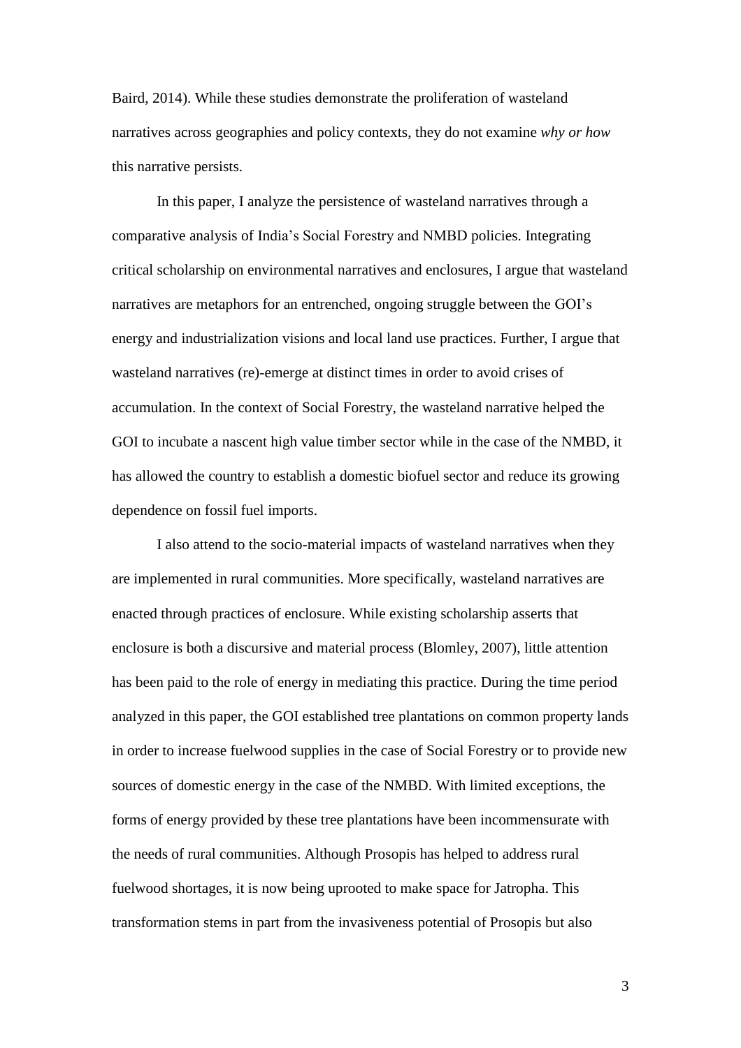Baird, 2014). While these studies demonstrate the proliferation of wasteland narratives across geographies and policy contexts, they do not examine *why or how* this narrative persists.

In this paper, I analyze the persistence of wasteland narratives through a comparative analysis of India's Social Forestry and NMBD policies. Integrating critical scholarship on environmental narratives and enclosures, I argue that wasteland narratives are metaphors for an entrenched, ongoing struggle between the GOI's energy and industrialization visions and local land use practices. Further, I argue that wasteland narratives (re)-emerge at distinct times in order to avoid crises of accumulation. In the context of Social Forestry, the wasteland narrative helped the GOI to incubate a nascent high value timber sector while in the case of the NMBD, it has allowed the country to establish a domestic biofuel sector and reduce its growing dependence on fossil fuel imports.

I also attend to the socio-material impacts of wasteland narratives when they are implemented in rural communities. More specifically, wasteland narratives are enacted through practices of enclosure. While existing scholarship asserts that enclosure is both a discursive and material process (Blomley, 2007), little attention has been paid to the role of energy in mediating this practice. During the time period analyzed in this paper, the GOI established tree plantations on common property lands in order to increase fuelwood supplies in the case of Social Forestry or to provide new sources of domestic energy in the case of the NMBD. With limited exceptions, the forms of energy provided by these tree plantations have been incommensurate with the needs of rural communities. Although Prosopis has helped to address rural fuelwood shortages, it is now being uprooted to make space for Jatropha. This transformation stems in part from the invasiveness potential of Prosopis but also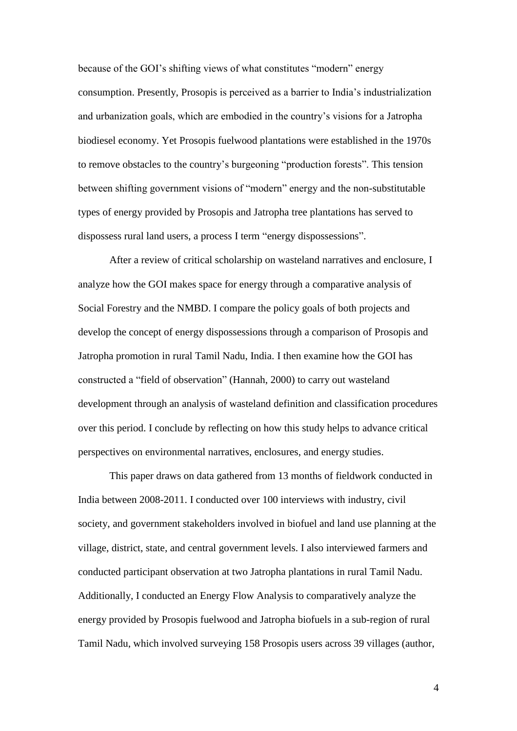because of the GOI's shifting views of what constitutes "modern" energy consumption. Presently, Prosopis is perceived as a barrier to India's industrialization and urbanization goals, which are embodied in the country's visions for a Jatropha biodiesel economy. Yet Prosopis fuelwood plantations were established in the 1970s to remove obstacles to the country's burgeoning "production forests". This tension between shifting government visions of "modern" energy and the non-substitutable types of energy provided by Prosopis and Jatropha tree plantations has served to dispossess rural land users, a process I term "energy dispossessions".

After a review of critical scholarship on wasteland narratives and enclosure, I analyze how the GOI makes space for energy through a comparative analysis of Social Forestry and the NMBD. I compare the policy goals of both projects and develop the concept of energy dispossessions through a comparison of Prosopis and Jatropha promotion in rural Tamil Nadu, India. I then examine how the GOI has constructed a "field of observation" (Hannah, 2000) to carry out wasteland development through an analysis of wasteland definition and classification procedures over this period. I conclude by reflecting on how this study helps to advance critical perspectives on environmental narratives, enclosures, and energy studies.

This paper draws on data gathered from 13 months of fieldwork conducted in India between 2008-2011. I conducted over 100 interviews with industry, civil society, and government stakeholders involved in biofuel and land use planning at the village, district, state, and central government levels. I also interviewed farmers and conducted participant observation at two Jatropha plantations in rural Tamil Nadu. Additionally, I conducted an Energy Flow Analysis to comparatively analyze the energy provided by Prosopis fuelwood and Jatropha biofuels in a sub-region of rural Tamil Nadu, which involved surveying 158 Prosopis users across 39 villages (author,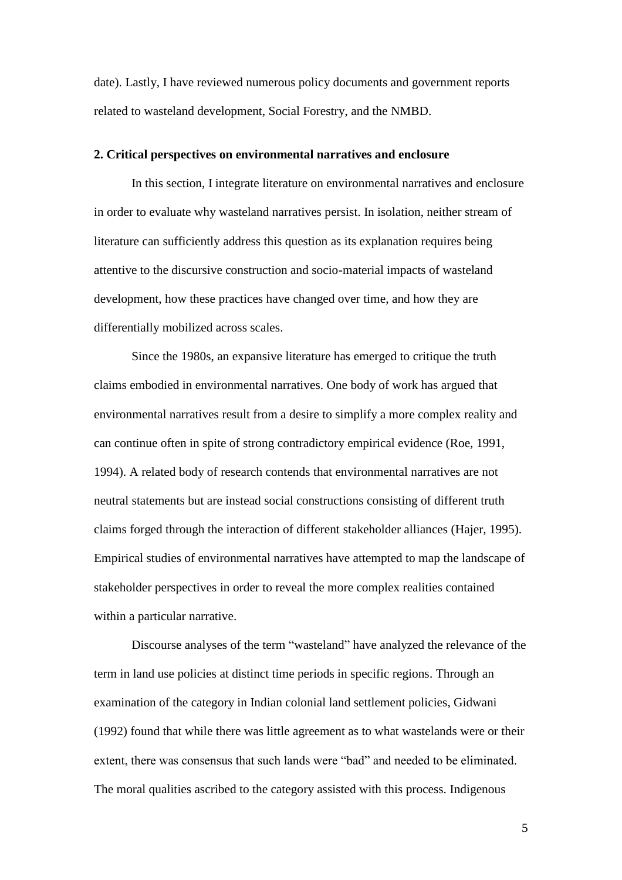date). Lastly, I have reviewed numerous policy documents and government reports related to wasteland development, Social Forestry, and the NMBD.

## 2. Critical perspectives on environmental narratives and enclosure

In this section, I integrate literature on environmental narratives and enclosure in order to evaluate why wasteland narratives persist. In isolation, neither stream of literature can sufficiently address this question as its explanation requires being attentive to the discursive construction and socio-material impacts of wasteland development, how these practices have changed over time, and how they are differentially mobilized across scales.

Since the 1980s, an expansive literature has emerged to critique the truth claims embodied in environmental narratives. One body of work has argued that environmental narratives result from a desire to simplify a more complex reality and can continue often in spite of strong contradictory empirical evidence (Roe, 1991, 1994). A related body of research contends that environmental narratives are not neutral statements but are instead social constructions consisting of different truth claims forged through the interaction of different stakeholder alliances (Hajer, 1995). Empirical studies of environmental narratives have attempted to map the landscape of stakeholder perspectives in order to reveal the more complex realities contained within a particular narrative.

Discourse analyses of the term "wasteland" have analyzed the relevance of the term in land use policies at distinct time periods in specific regions. Through an examination of the category in Indian colonial land settlement policies, Gidwani (1992) found that while there was little agreement as to what wastelands were or their extent, there was consensus that such lands were "bad" and needed to be eliminated. The moral qualities ascribed to the category assisted with this process. Indigenous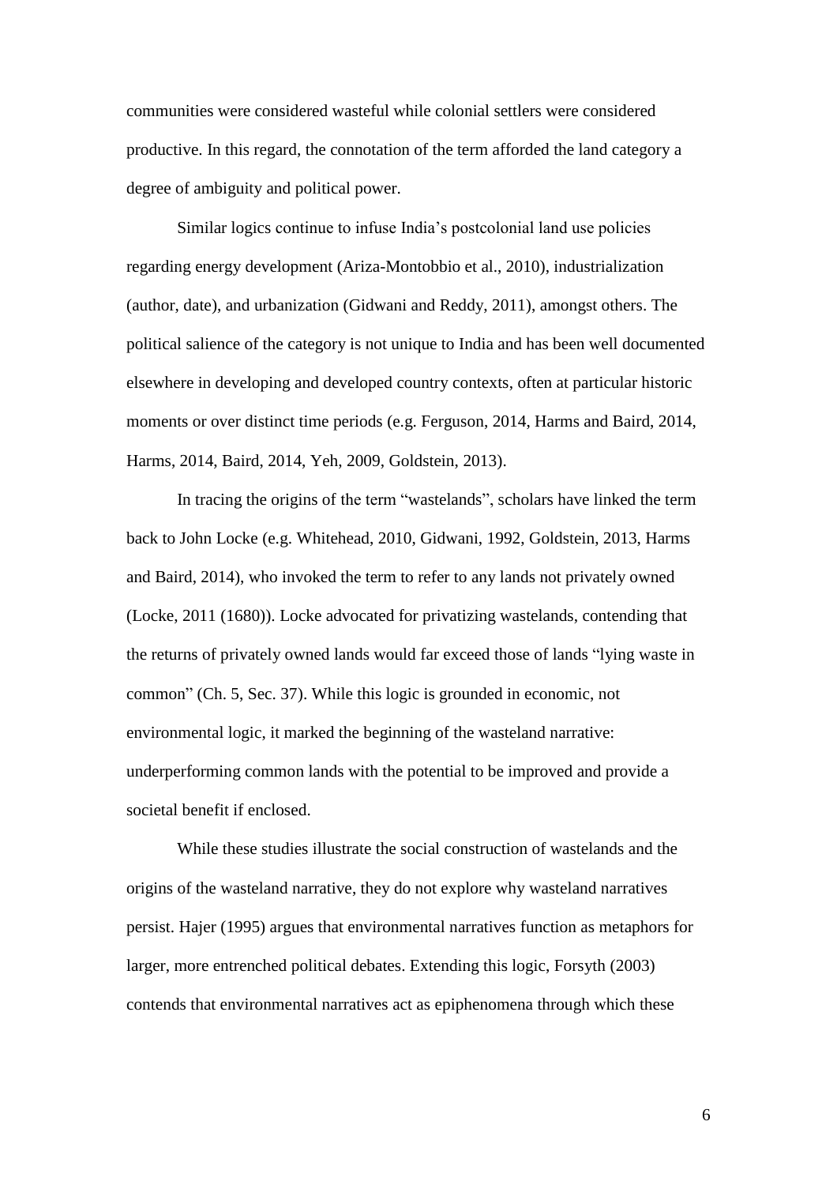communities were considered wasteful while colonial settlers were considered productive. In this regard, the connotation of the term afforded the land category a degree of ambiguity and political power.

Similar logics continue to infuse India's postcolonial land use policies regarding energy development (Ariza-Montobbio et al., 2010), industrialization (author, date), and urbanization (Gidwani and Reddy, 2011), amongst others. The political salience of the category is not unique to India and has been well documented elsewhere in developing and developed country contexts, often at particular historic moments or over distinct time periods (e.g. Ferguson, 2014, Harms and Baird, 2014, Harms, 2014, Baird, 2014, Yeh, 2009, Goldstein, 2013).

In tracing the origins of the term "wastelands", scholars have linked the term back to John Locke (e.g. Whitehead, 2010, Gidwani, 1992, Goldstein, 2013, Harms and Baird, 2014), who invoked the term to refer to any lands not privately owned (Locke, 2011 (1680)). Locke advocated for privatizing wastelands, contending that the returns of privately owned lands would far exceed those of lands "lying waste in common" (Ch. 5, Sec. 37). While this logic is grounded in economic, not environmental logic, it marked the beginning of the wasteland narrative: underperforming common lands with the potential to be improved and provide a societal benefit if enclosed.

While these studies illustrate the social construction of wastelands and the origins of the wasteland narrative, they do not explore why wasteland narratives persist. Hajer (1995) argues that environmental narratives function as metaphors for larger, more entrenched political debates. Extending this logic, Forsyth (2003) contends that environmental narratives act as epiphenomena through which these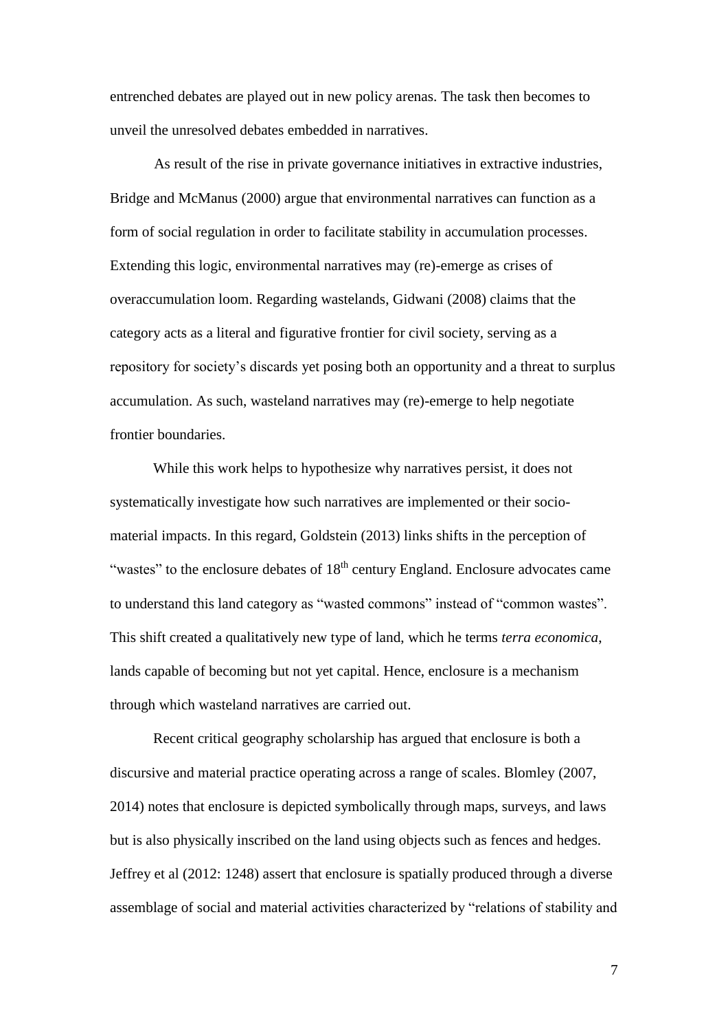entrenched debates are played out in new policy arenas. The task then becomes to unveil the unresolved debates embedded in narratives.

As result of the rise in private governance initiatives in extractive industries, Bridge and McManus (2000) argue that environmental narratives can function as a form of social regulation in order to facilitate stability in accumulation processes. Extending this logic, environmental narratives may (re)-emerge as crises of overaccumulation loom. Regarding wastelands, Gidwani (2008) claims that the category acts as a literal and figurative frontier for civil society, serving as a repository for society's discards yet posing both an opportunity and a threat to surplus accumulation. As such, wasteland narratives may (re)-emerge to help negotiate frontier boundaries.

While this work helps to hypothesize why narratives persist, it does not systematically investigate how such narratives are implemented or their socio-material impacts. In this regard, Goldstein (2013) links shifts in the perception of "wastes" to the enclosure debates of 18th century England. Enclosure advocates came to understand this land category as "wasted commons" instead of "common wastes". This shift created a qualitatively new type of land, which he terms *terra economica*, lands capable of becoming but not yet capital. Hence, enclosure is a mechanism through which wasteland narratives are carried out.

Recent critical geography scholarship has argued that enclosure is both a discursive and material practice operating across a range of scales. Blomley (2007, 2014) notes that enclosure is depicted symbolically through maps, surveys, and laws but is also physically inscribed on the land using objects such as fences and hedges. Jeffrey et al (2012: 1248) assert that enclosure is spatially produced through a diverse assemblage of social and material activities characterized by "relations of stability and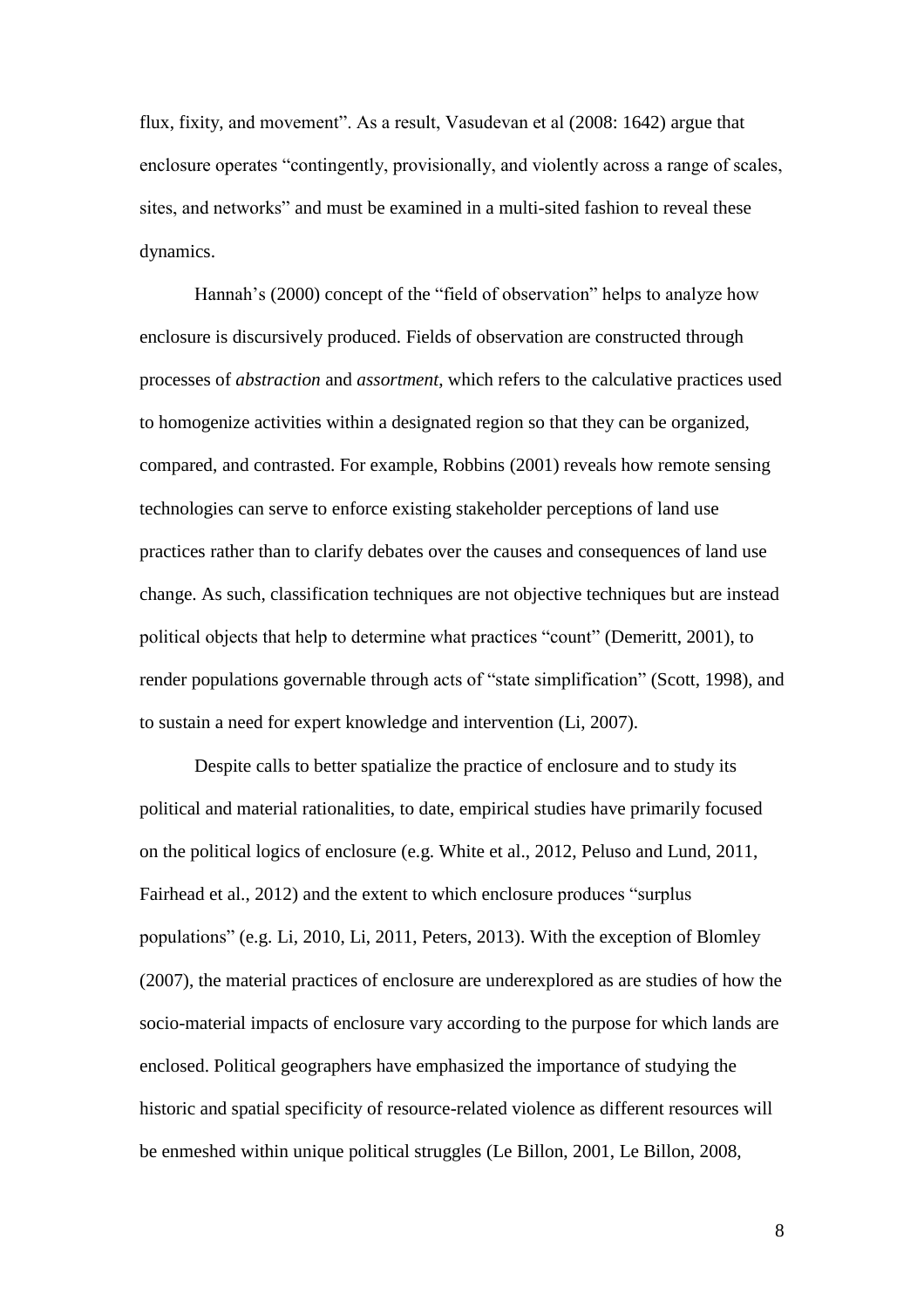flux, fixity, and movement". As a result, Vasudevan et al (2008: 1642) argue that enclosure operates "contingently, provisionally, and violently across a range of scales, sites, and networks" and must be examined in a multi-sited fashion to reveal these dynamics.

Hannah's (2000) concept of the "field of observation" helps to analyze how enclosure is discursively produced. Fields of observation are constructed through processes of *abstraction* and *assortment*, which refers to the calculative practices used to homogenize activities within a designated region so that they can be organized, compared, and contrasted. For example, Robbins (2001) reveals how remote sensing technologies can serve to enforce existing stakeholder perceptions of land use practices rather than to clarify debates over the causes and consequences of land use change. As such, classification techniques are not objective techniques but are instead political objects that help to determine what practices "count" (Demeritt, 2001), to render populations governable through acts of "state simplification" (Scott, 1998), and to sustain a need for expert knowledge and intervention (Li, 2007).

Despite calls to better spatialize the practice of enclosure and to study its political and material rationalities, to date, empirical studies have primarily focused on the political logics of enclosure (e.g. White et al., 2012, Peluso and Lund, 2011, Fairhead et al., 2012) and the extent to which enclosure produces "surplus populations" (e.g. Li, 2010, Li, 2011, Peters, 2013). With the exception of Blomley (2007), the material practices of enclosure are underexplored as are studies of how the socio-material impacts of enclosure vary according to the purpose for which lands are enclosed. Political geographers have emphasized the importance of studying the historic and spatial specificity of resource-related violence as different resources will be enmeshed within unique political struggles (Le Billon, 2001, Le Billon, 2008,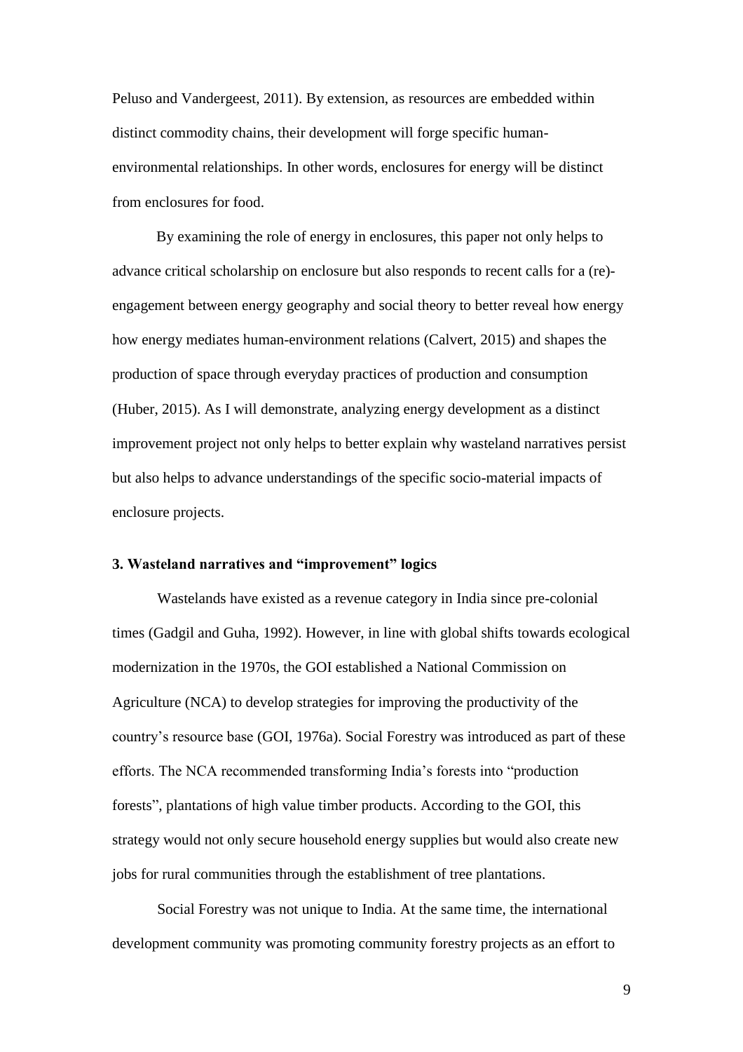Peluso and Vandergeest, 2011). By extension, as resources are embedded within distinct commodity chains, their development will forge specific human-environmental relationships. In other words, enclosures for energy will be distinct from enclosures for food.

By examining the role of energy in enclosures, this paper not only helps to advance critical scholarship on enclosure but also responds to recent calls for a (re)-engagement between energy geography and social theory to better reveal how energy how energy mediates human-environment relations (Calvert, 2015) and shapes the production of space through everyday practices of production and consumption (Huber, 2015). As I will demonstrate, analyzing energy development as a distinct improvement project not only helps to better explain why wasteland narratives persist but also helps to advance understandings of the specific socio-material impacts of enclosure projects.

### 3. Wasteland narratives and "improvement" logics

Wastelands have existed as a revenue category in India since pre-colonial times (Gadgil and Guha, 1992). However, in line with global shifts towards ecological modernization in the 1970s, the GOI established a National Commission on Agriculture (NCA) to develop strategies for improving the productivity of the country's resource base (GOI, 1976a). Social Forestry was introduced as part of these efforts. The NCA recommended transforming India's forests into "production forests", plantations of high value timber products. According to the GOI, this strategy would not only secure household energy supplies but would also create new jobs for rural communities through the establishment of tree plantations.

Social Forestry was not unique to India. At the same time, the international development community was promoting community forestry projects as an effort to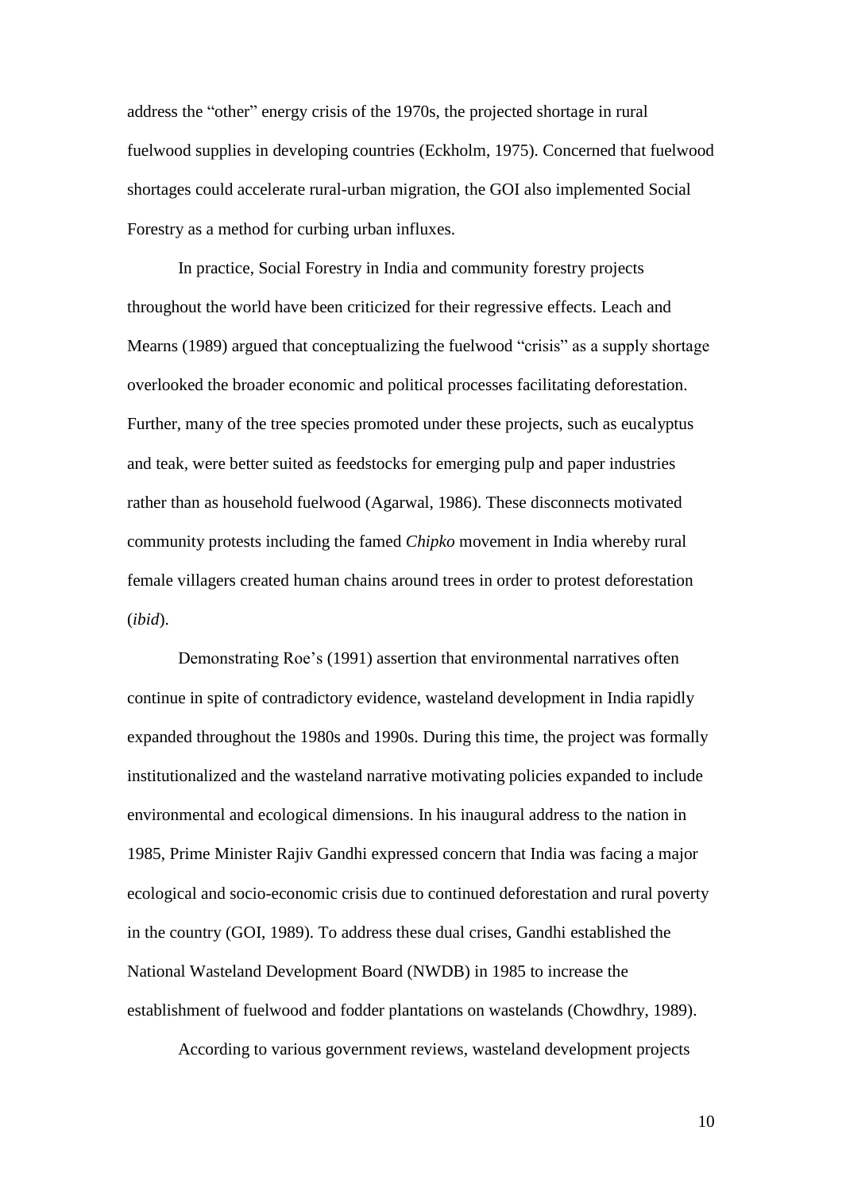address the "other" energy crisis of the 1970s, the projected shortage in rural fuelwood supplies in developing countries (Eckholm, 1975). Concerned that fuelwood shortages could accelerate rural-urban migration, the GOI also implemented Social Forestry as a method for curbing urban influxes.

In practice, Social Forestry in India and community forestry projects throughout the world have been criticized for their regressive effects. Leach and Mearns (1989) argued that conceptualizing the fuelwood "crisis" as a supply shortage overlooked the broader economic and political processes facilitating deforestation. Further, many of the tree species promoted under these projects, such as eucalyptus and teak, were better suited as feedstocks for emerging pulp and paper industries rather than as household fuelwood (Agarwal, 1986). These disconnects motivated community protests including the famed *Chipko* movement in India whereby rural female villagers created human chains around trees in order to protest deforestation (*ibid*).

Demonstrating Roe's (1991) assertion that environmental narratives often continue in spite of contradictory evidence, wasteland development in India rapidly expanded throughout the 1980s and 1990s. During this time, the project was formally institutionalized and the wasteland narrative motivating policies expanded to include environmental and ecological dimensions. In his inaugural address to the nation in 1985, Prime Minister Rajiv Gandhi expressed concern that India was facing a major ecological and socio-economic crisis due to continued deforestation and rural poverty in the country (GOI, 1989). To address these dual crises, Gandhi established the National Wasteland Development Board (NWDB) in 1985 to increase the establishment of fuelwood and fodder plantations on wastelands (Chowdhry, 1989).

According to various government reviews, wasteland development projects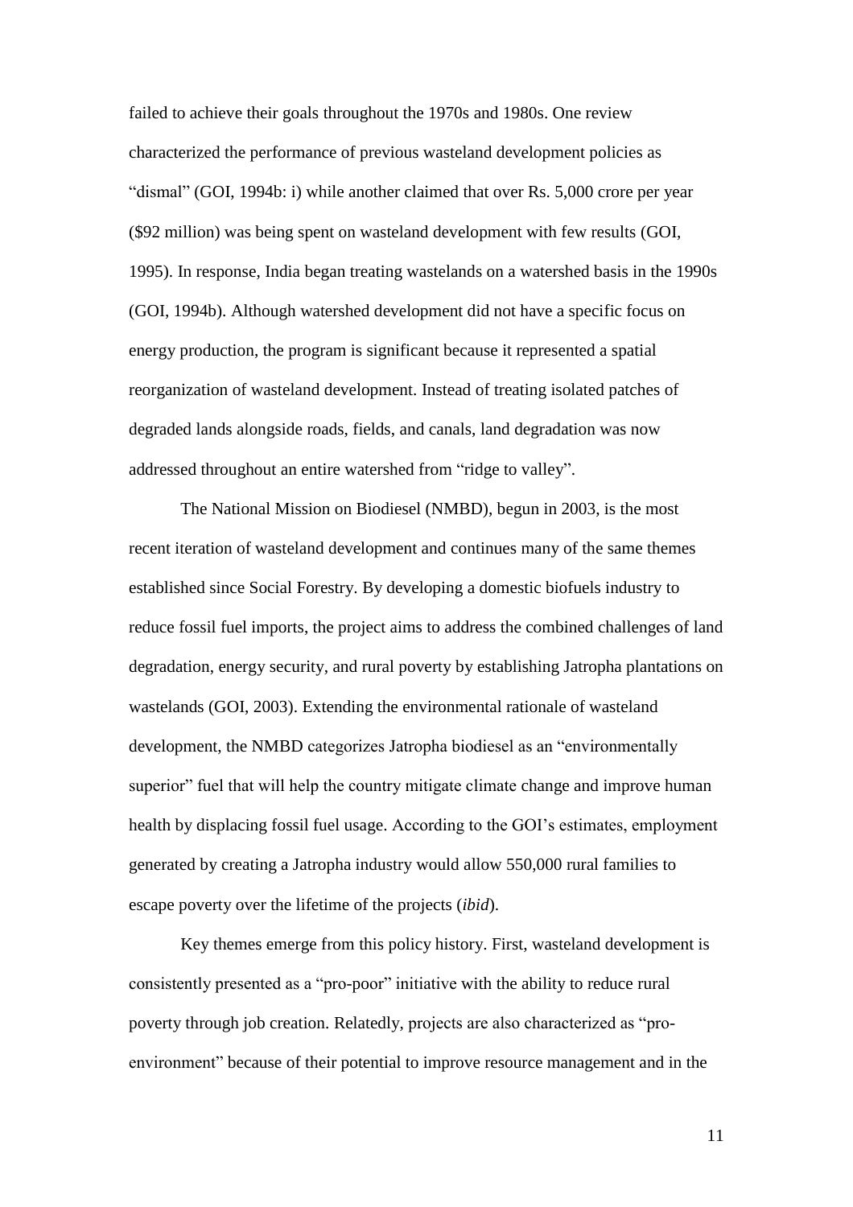failed to achieve their goals throughout the 1970s and 1980s. One review characterized the performance of previous wasteland development policies as "dismal" (GOI, 1994b: i) while another claimed that over Rs. 5,000 crore per year ($92 million) was being spent on wasteland development with few results (GOI, 1995). In response, India began treating wastelands on a watershed basis in the 1990s (GOI, 1994b). Although watershed development did not have a specific focus on energy production, the program is significant because it represented a spatial reorganization of wasteland development. Instead of treating isolated patches of degraded lands alongside roads, fields, and canals, land degradation was now addressed throughout an entire watershed from "ridge to valley".

The National Mission on Biodiesel (NMBD), begun in 2003, is the most recent iteration of wasteland development and continues many of the same themes established since Social Forestry. By developing a domestic biofuels industry to reduce fossil fuel imports, the project aims to address the combined challenges of land degradation, energy security, and rural poverty by establishing Jatropha plantations on wastelands (GOI, 2003). Extending the environmental rationale of wasteland development, the NMBD categorizes Jatropha biodiesel as an "environmentally superior" fuel that will help the country mitigate climate change and improve human health by displacing fossil fuel usage. According to the GOI's estimates, employment generated by creating a Jatropha industry would allow 550,000 rural families to escape poverty over the lifetime of the projects (*ibid*).

Key themes emerge from this policy history. First, wasteland development is consistently presented as a "pro-poor" initiative with the ability to reduce rural poverty through job creation. Relatedly, projects are also characterized as "pro-environment" because of their potential to improve resource management and in the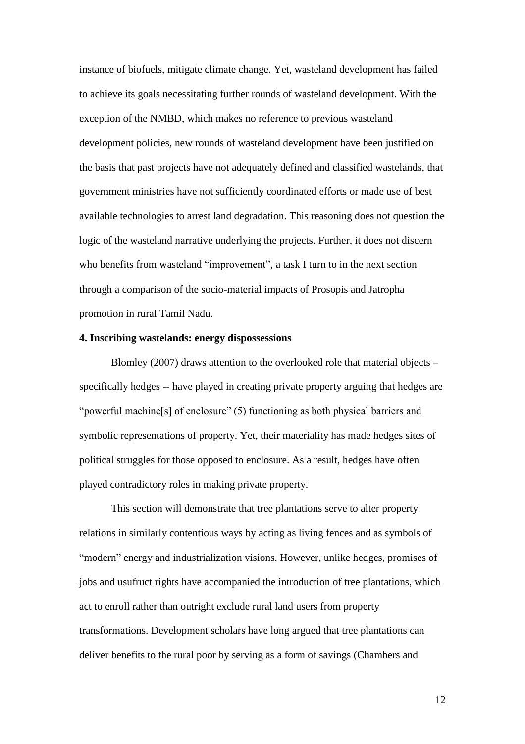instance of biofuels, mitigate climate change. Yet, wasteland development has failed to achieve its goals necessitating further rounds of wasteland development. With the exception of the NMBD, which makes no reference to previous wasteland development policies, new rounds of wasteland development have been justified on the basis that past projects have not adequately defined and classified wastelands, that government ministries have not sufficiently coordinated efforts or made use of best available technologies to arrest land degradation. This reasoning does not question the logic of the wasteland narrative underlying the projects. Further, it does not discern who benefits from wasteland "improvement", a task I turn to in the next section through a comparison of the socio-material impacts of Prosopis and Jatropha promotion in rural Tamil Nadu.

## 4. Inscribing wastelands: energy dispossessions

Blomley (2007) draws attention to the overlooked role that material objects – specifically hedges -- have played in creating private property arguing that hedges are "powerful machine[s] of enclosure" (5) functioning as both physical barriers and symbolic representations of property. Yet, their materiality has made hedges sites of political struggles for those opposed to enclosure. As a result, hedges have often played contradictory roles in making private property.

This section will demonstrate that tree plantations serve to alter property relations in similarly contentious ways by acting as living fences and as symbols of "modern" energy and industrialization visions. However, unlike hedges, promises of jobs and usufruct rights have accompanied the introduction of tree plantations, which act to enroll rather than outright exclude rural land users from property transformations. Development scholars have long argued that tree plantations can deliver benefits to the rural poor by serving as a form of savings (Chambers and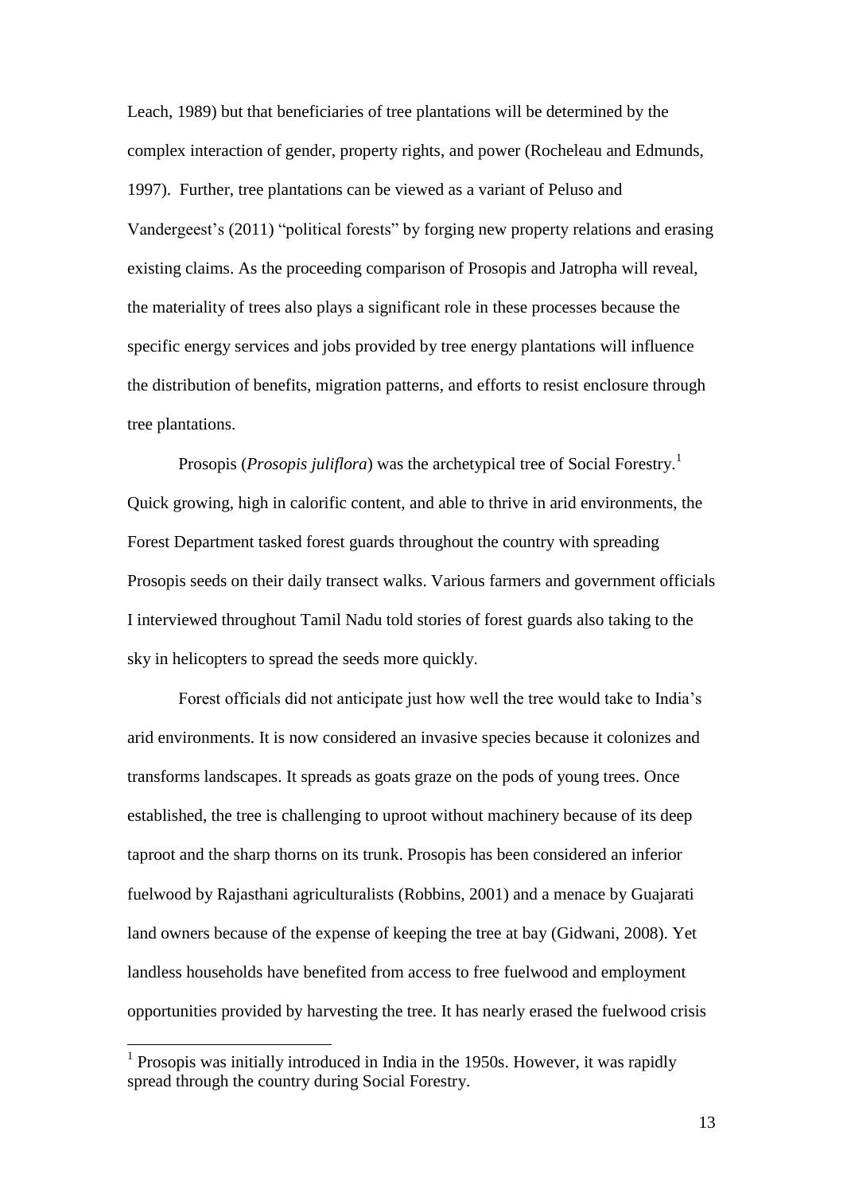Leach, 1989) but that beneficiaries of tree plantations will be determined by the complex interaction of gender, property rights, and power (Rocheleau and Edmunds, 1997). Further, tree plantations can be viewed as a variant of Peluso and Vandergeest's (2011) "political forests" by forging new property relations and erasing existing claims. As the proceeding comparison of Prosopis and Jatropha will reveal, the materiality of trees also plays a significant role in these processes because the specific energy services and jobs provided by tree energy plantations will influence the distribution of benefits, migration patterns, and efforts to resist enclosure through tree plantations.

Prosopis (*Prosopis juliflora*) was the archetypical tree of Social Forestry.[1] Quick growing, high in calorific content, and able to thrive in arid environments, the Forest Department tasked forest guards throughout the country with spreading Prosopis seeds on their daily transect walks. Various farmers and government officials I interviewed throughout Tamil Nadu told stories of forest guards also taking to the sky in helicopters to spread the seeds more quickly.

Forest officials did not anticipate just how well the tree would take to India's arid environments. It is now considered an invasive species because it colonizes and transforms landscapes. It spreads as goats graze on the pods of young trees. Once established, the tree is challenging to uproot without machinery because of its deep taproot and the sharp thorns on its trunk. Prosopis has been considered an inferior fuelwood by Rajasthani agriculturalists (Robbins, 2001) and a menace by Guajarati land owners because of the expense of keeping the tree at bay (Gidwani, 2008). Yet landless households have benefited from access to free fuelwood and employment opportunities provided by harvesting the tree. It has nearly erased the fuelwood crisis

[1] Prosopis was initially introduced in India in the 1950s. However, it was rapidly spread through the country during Social Forestry.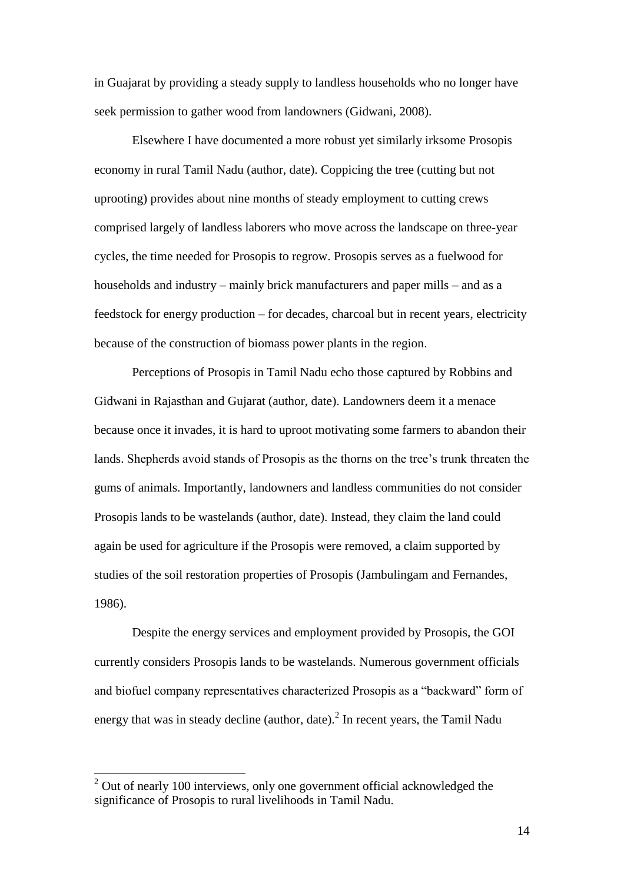in Guajarat by providing a steady supply to landless households who no longer have seek permission to gather wood from landowners (Gidwani, 2008).

Elsewhere I have documented a more robust yet similarly irksome Prosopis economy in rural Tamil Nadu (author, date). Coppicing the tree (cutting but not uprooting) provides about nine months of steady employment to cutting crews comprised largely of landless laborers who move across the landscape on three-year cycles, the time needed for Prosopis to regrow. Prosopis serves as a fuelwood for households and industry – mainly brick manufacturers and paper mills – and as a feedstock for energy production – for decades, charcoal but in recent years, electricity because of the construction of biomass power plants in the region.

Perceptions of Prosopis in Tamil Nadu echo those captured by Robbins and Gidwani in Rajasthan and Gujarat (author, date). Landowners deem it a menace because once it invades, it is hard to uproot motivating some farmers to abandon their lands. Shepherds avoid stands of Prosopis as the thorns on the tree's trunk threaten the gums of animals. Importantly, landowners and landless communities do not consider Prosopis lands to be wastelands (author, date). Instead, they claim the land could again be used for agriculture if the Prosopis were removed, a claim supported by studies of the soil restoration properties of Prosopis (Jambulingam and Fernandes, 1986).

Despite the energy services and employment provided by Prosopis, the GOI currently considers Prosopis lands to be wastelands. Numerous government officials and biofuel company representatives characterized Prosopis as a "backward" form of energy that was in steady decline (author, date).[2] In recent years, the Tamil Nadu

[2] Out of nearly 100 interviews, only one government official acknowledged the significance of Prosopis to rural livelihoods in Tamil Nadu.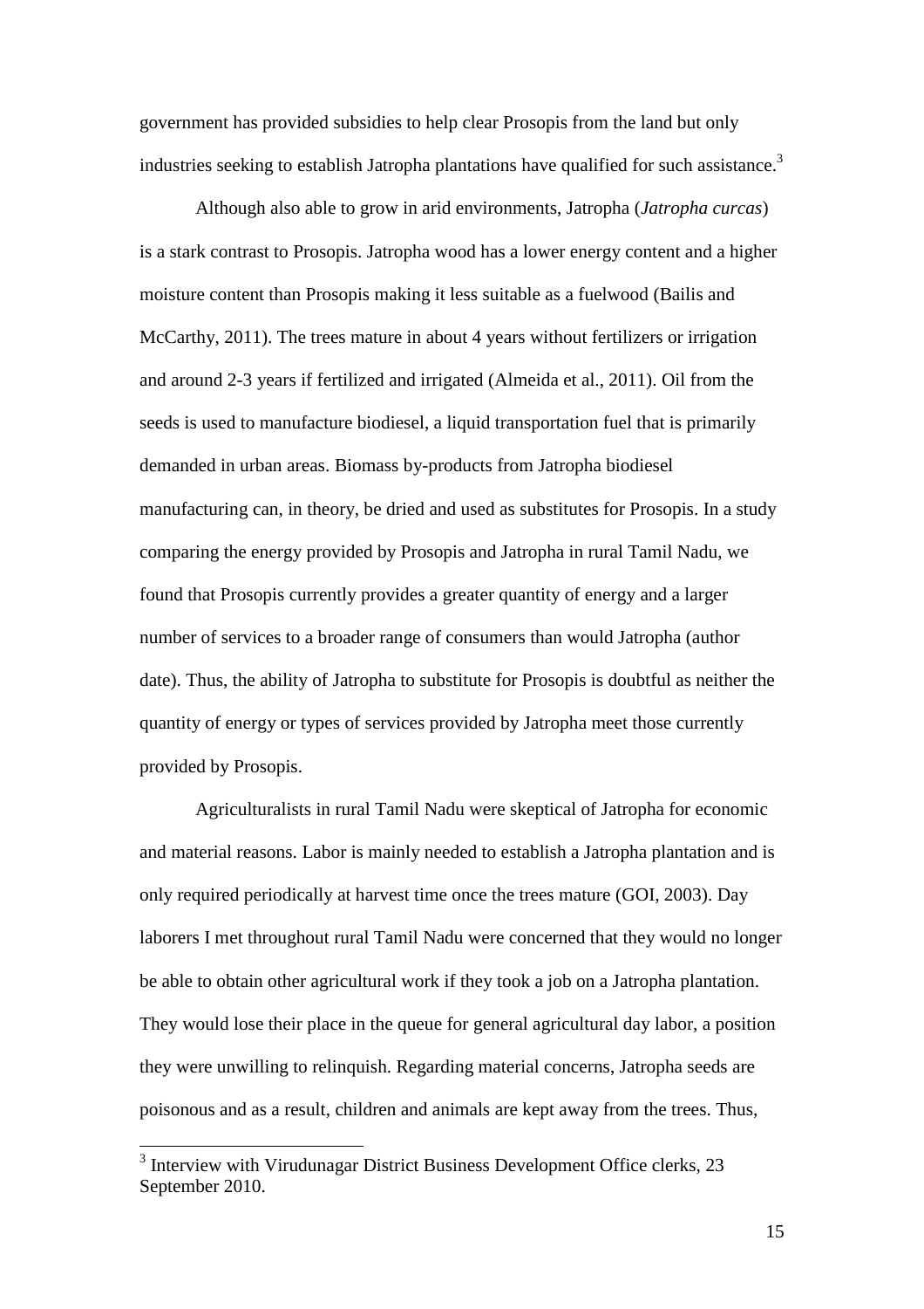government has provided subsidies to help clear Prosopis from the land but only industries seeking to establish Jatropha plantations have qualified for such assistance.[3]

Although also able to grow in arid environments, Jatropha (*Jatropha curcas*) is a stark contrast to Prosopis. Jatropha wood has a lower energy content and a higher moisture content than Prosopis making it less suitable as a fuelwood (Bailis and McCarthy, 2011). The trees mature in about 4 years without fertilizers or irrigation and around 2-3 years if fertilized and irrigated (Almeida et al., 2011). Oil from the seeds is used to manufacture biodiesel, a liquid transportation fuel that is primarily demanded in urban areas. Biomass by-products from Jatropha biodiesel manufacturing can, in theory, be dried and used as substitutes for Prosopis. In a study comparing the energy provided by Prosopis and Jatropha in rural Tamil Nadu, we found that Prosopis currently provides a greater quantity of energy and a larger number of services to a broader range of consumers than would Jatropha (author date). Thus, the ability of Jatropha to substitute for Prosopis is doubtful as neither the quantity of energy or types of services provided by Jatropha meet those currently provided by Prosopis.

Agriculturalists in rural Tamil Nadu were skeptical of Jatropha for economic and material reasons. Labor is mainly needed to establish a Jatropha plantation and is only required periodically at harvest time once the trees mature (GOI, 2003). Day laborers I met throughout rural Tamil Nadu were concerned that they would no longer be able to obtain other agricultural work if they took a job on a Jatropha plantation. They would lose their place in the queue for general agricultural day labor, a position they were unwilling to relinquish. Regarding material concerns, Jatropha seeds are poisonous and as a result, children and animals are kept away from the trees. Thus,

[3] Interview with Virudunagar District Business Development Office clerks, 23 September 2010.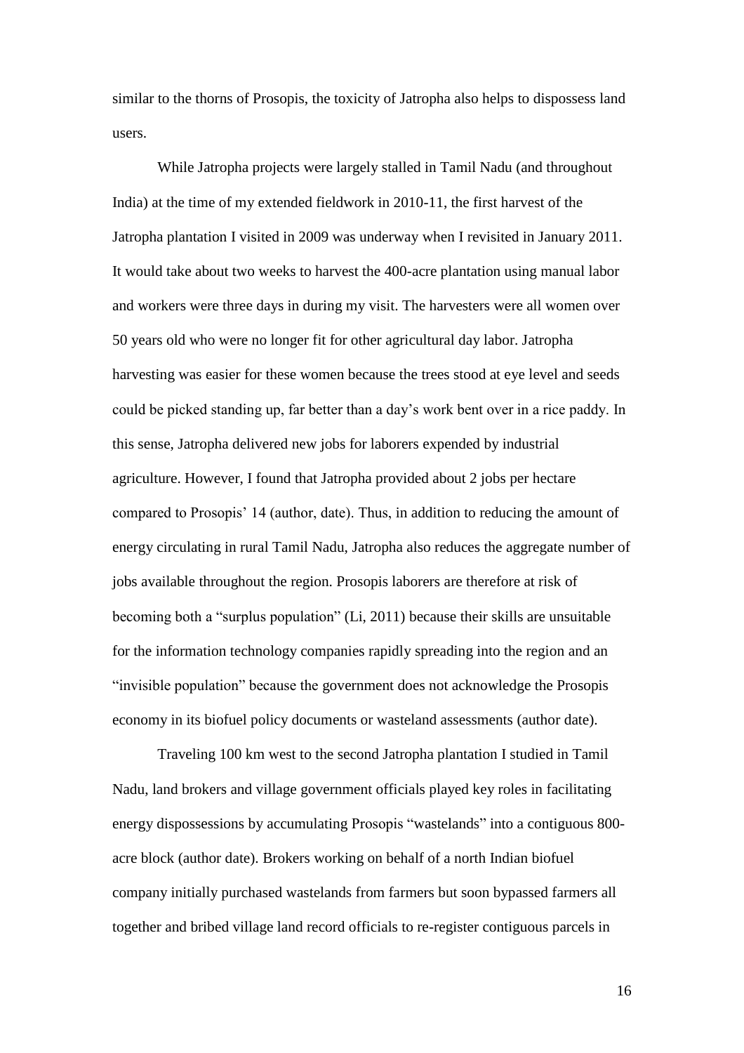similar to the thorns of Prosopis, the toxicity of Jatropha also helps to dispossess land users.

While Jatropha projects were largely stalled in Tamil Nadu (and throughout India) at the time of my extended fieldwork in 2010-11, the first harvest of the Jatropha plantation I visited in 2009 was underway when I revisited in January 2011. It would take about two weeks to harvest the 400-acre plantation using manual labor and workers were three days in during my visit. The harvesters were all women over 50 years old who were no longer fit for other agricultural day labor. Jatropha harvesting was easier for these women because the trees stood at eye level and seeds could be picked standing up, far better than a day's work bent over in a rice paddy. In this sense, Jatropha delivered new jobs for laborers expended by industrial agriculture. However, I found that Jatropha provided about 2 jobs per hectare compared to Prosopis' 14 (author, date). Thus, in addition to reducing the amount of energy circulating in rural Tamil Nadu, Jatropha also reduces the aggregate number of jobs available throughout the region. Prosopis laborers are therefore at risk of becoming both a "surplus population" (Li, 2011) because their skills are unsuitable for the information technology companies rapidly spreading into the region and an "invisible population" because the government does not acknowledge the Prosopis economy in its biofuel policy documents or wasteland assessments (author date).

Traveling 100 km west to the second Jatropha plantation I studied in Tamil Nadu, land brokers and village government officials played key roles in facilitating energy dispossessions by accumulating Prosopis "wastelands" into a contiguous 800-acre block (author date). Brokers working on behalf of a north Indian biofuel company initially purchased wastelands from farmers but soon bypassed farmers all together and bribed village land record officials to re-register contiguous parcels in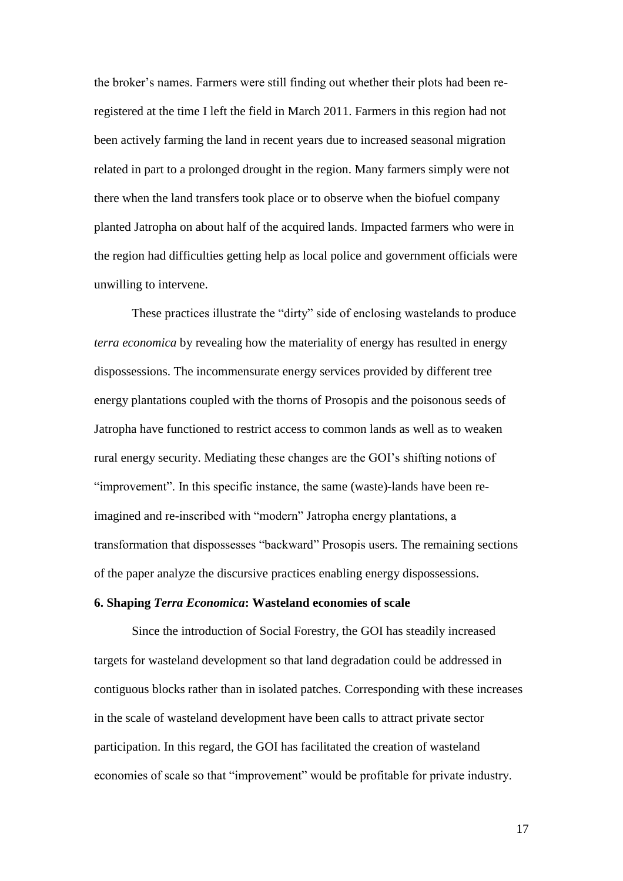the broker's names. Farmers were still finding out whether their plots had been re-registered at the time I left the field in March 2011. Farmers in this region had not been actively farming the land in recent years due to increased seasonal migration related in part to a prolonged drought in the region. Many farmers simply were not there when the land transfers took place or to observe when the biofuel company planted Jatropha on about half of the acquired lands. Impacted farmers who were in the region had difficulties getting help as local police and government officials were unwilling to intervene.

These practices illustrate the "dirty" side of enclosing wastelands to produce *terra economica* by revealing how the materiality of energy has resulted in energy dispossessions. The incommensurate energy services provided by different tree energy plantations coupled with the thorns of Prosopis and the poisonous seeds of Jatropha have functioned to restrict access to common lands as well as to weaken rural energy security. Mediating these changes are the GOI's shifting notions of "improvement". In this specific instance, the same (waste)-lands have been re-imagined and re-inscribed with "modern" Jatropha energy plantations, a transformation that dispossesses "backward" Prosopis users. The remaining sections of the paper analyze the discursive practices enabling energy dispossessions.

## 6. Shaping *Terra Economica*: Wasteland economies of scale

Since the introduction of Social Forestry, the GOI has steadily increased targets for wasteland development so that land degradation could be addressed in contiguous blocks rather than in isolated patches. Corresponding with these increases in the scale of wasteland development have been calls to attract private sector participation. In this regard, the GOI has facilitated the creation of wasteland economies of scale so that "improvement" would be profitable for private industry.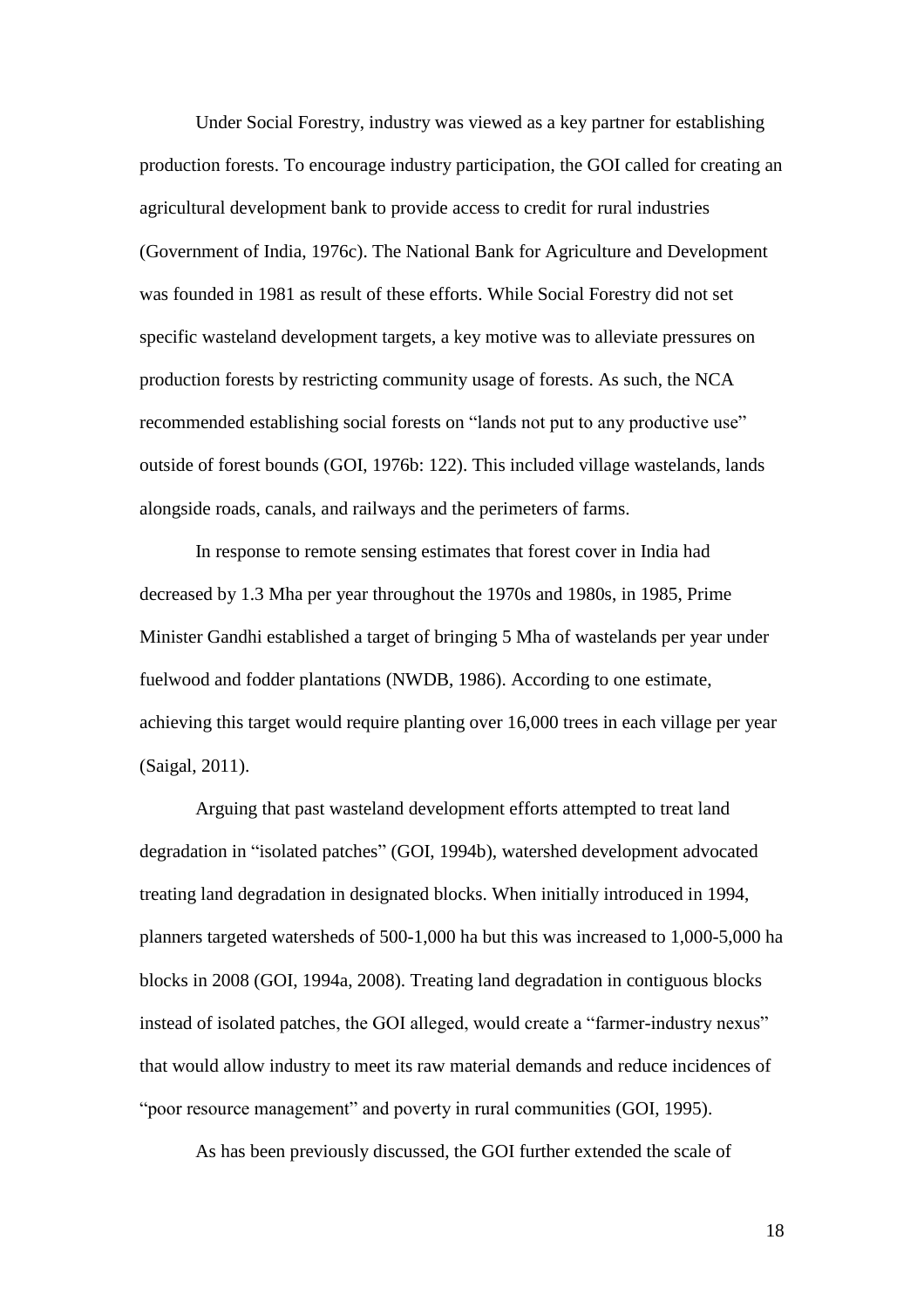Under Social Forestry, industry was viewed as a key partner for establishing production forests. To encourage industry participation, the GOI called for creating an agricultural development bank to provide access to credit for rural industries (Government of India, 1976c). The National Bank for Agriculture and Development was founded in 1981 as result of these efforts. While Social Forestry did not set specific wasteland development targets, a key motive was to alleviate pressures on production forests by restricting community usage of forests. As such, the NCA recommended establishing social forests on "lands not put to any productive use" outside of forest bounds (GOI, 1976b: 122). This included village wastelands, lands alongside roads, canals, and railways and the perimeters of farms.

In response to remote sensing estimates that forest cover in India had decreased by 1.3 Mha per year throughout the 1970s and 1980s, in 1985, Prime Minister Gandhi established a target of bringing 5 Mha of wastelands per year under fuelwood and fodder plantations (NWDB, 1986). According to one estimate, achieving this target would require planting over 16,000 trees in each village per year (Saigal, 2011).

Arguing that past wasteland development efforts attempted to treat land degradation in "isolated patches" (GOI, 1994b), watershed development advocated treating land degradation in designated blocks. When initially introduced in 1994, planners targeted watersheds of 500-1,000 ha but this was increased to 1,000-5,000 ha blocks in 2008 (GOI, 1994a, 2008). Treating land degradation in contiguous blocks instead of isolated patches, the GOI alleged, would create a "farmer-industry nexus" that would allow industry to meet its raw material demands and reduce incidences of "poor resource management" and poverty in rural communities (GOI, 1995).

As has been previously discussed, the GOI further extended the scale of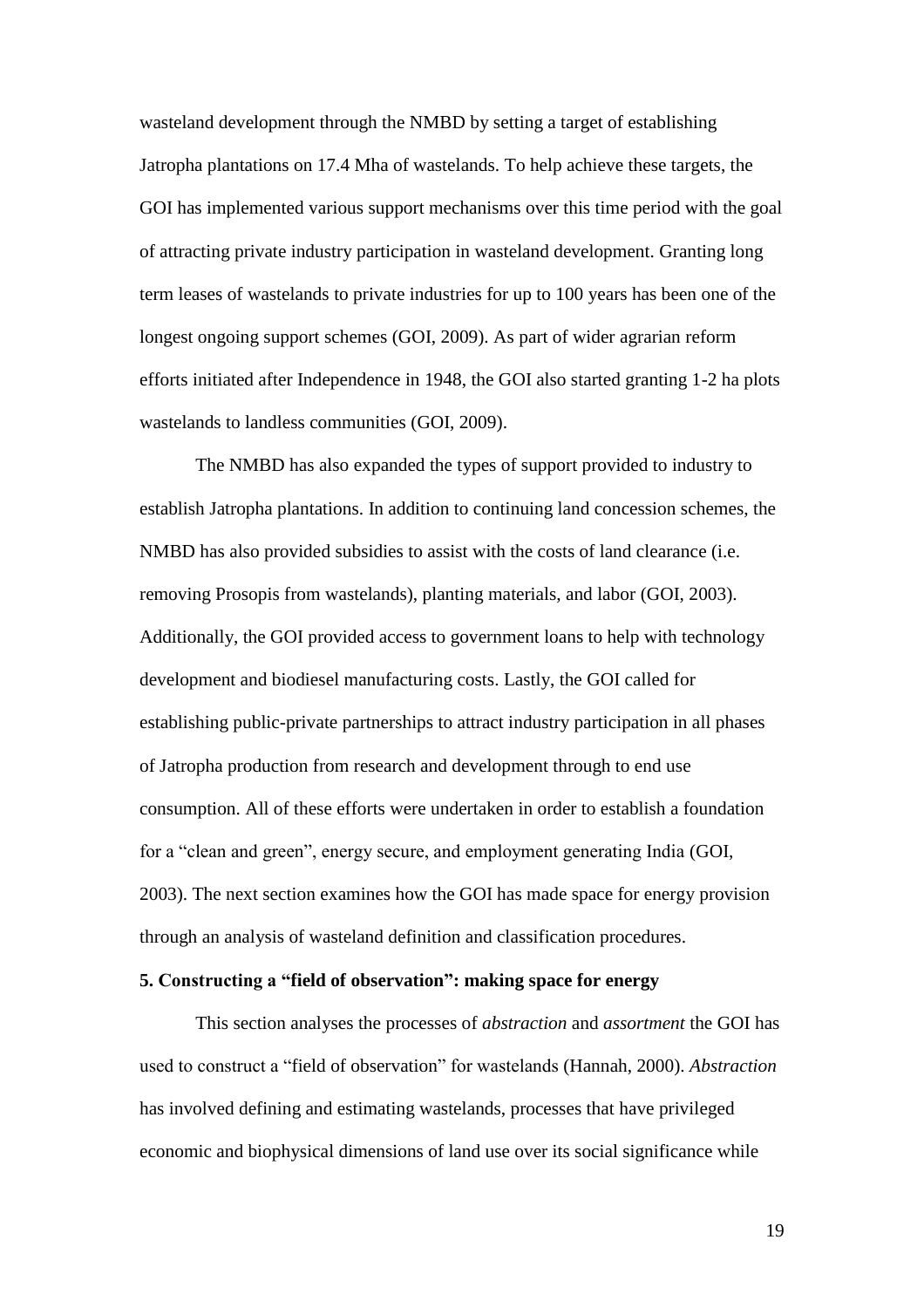wasteland development through the NMBD by setting a target of establishing Jatropha plantations on 17.4 Mha of wastelands. To help achieve these targets, the GOI has implemented various support mechanisms over this time period with the goal of attracting private industry participation in wasteland development. Granting long term leases of wastelands to private industries for up to 100 years has been one of the longest ongoing support schemes (GOI, 2009). As part of wider agrarian reform efforts initiated after Independence in 1948, the GOI also started granting 1-2 ha plots wastelands to landless communities (GOI, 2009).

The NMBD has also expanded the types of support provided to industry to establish Jatropha plantations. In addition to continuing land concession schemes, the NMBD has also provided subsidies to assist with the costs of land clearance (i.e. removing Prosopis from wastelands), planting materials, and labor (GOI, 2003). Additionally, the GOI provided access to government loans to help with technology development and biodiesel manufacturing costs. Lastly, the GOI called for establishing public-private partnerships to attract industry participation in all phases of Jatropha production from research and development through to end use consumption. All of these efforts were undertaken in order to establish a foundation for a "clean and green", energy secure, and employment generating India (GOI, 2003). The next section examines how the GOI has made space for energy provision through an analysis of wasteland definition and classification procedures.

## 5. Constructing a "field of observation": making space for energy

This section analyses the processes of *abstraction* and *assortment* the GOI has used to construct a "field of observation" for wastelands (Hannah, 2000). *Abstraction* has involved defining and estimating wastelands, processes that have privileged economic and biophysical dimensions of land use over its social significance while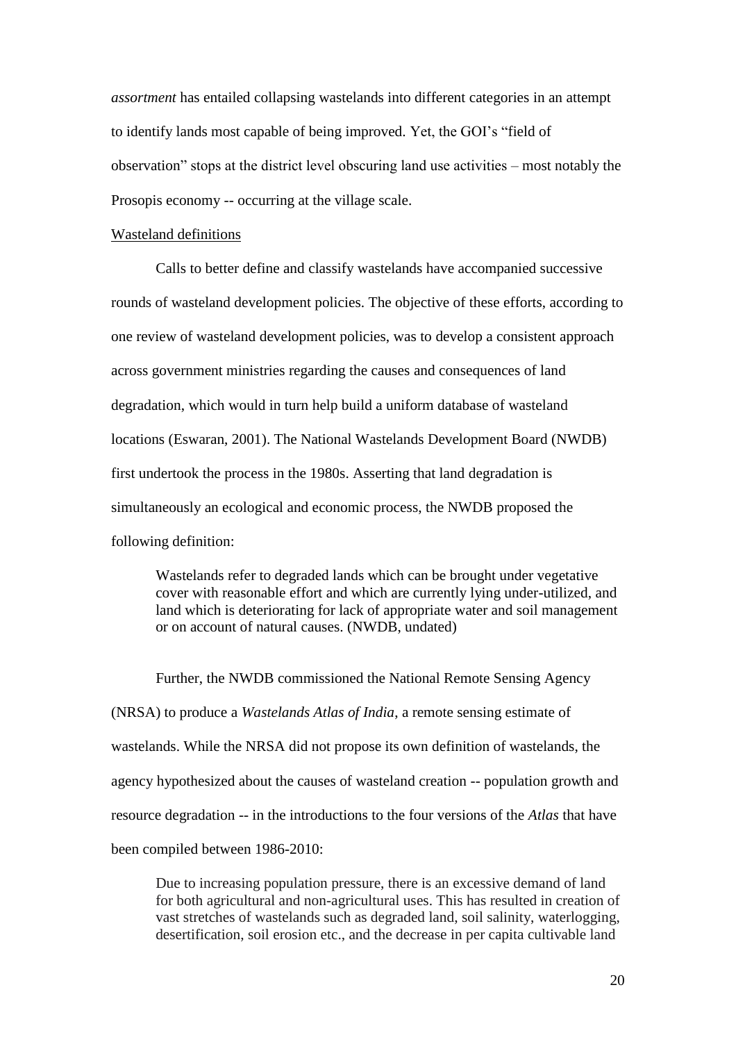*assortment* has entailed collapsing wastelands into different categories in an attempt to identify lands most capable of being improved. Yet, the GOI's "field of observation" stops at the district level obscuring land use activities – most notably the Prosopis economy -- occurring at the village scale.

<u>Wasteland definitions</u>

Calls to better define and classify wastelands have accompanied successive rounds of wasteland development policies. The objective of these efforts, according to one review of wasteland development policies, was to develop a consistent approach across government ministries regarding the causes and consequences of land degradation, which would in turn help build a uniform database of wasteland locations (Eswaran, 2001). The National Wastelands Development Board (NWDB) first undertook the process in the 1980s. Asserting that land degradation is simultaneously an ecological and economic process, the NWDB proposed the following definition:

> Wastelands refer to degraded lands which can be brought under vegetative cover with reasonable effort and which are currently lying under-utilized, and land which is deteriorating for lack of appropriate water and soil management or on account of natural causes. (NWDB, undated)

Further, the NWDB commissioned the National Remote Sensing Agency (NRSA) to produce a *Wastelands Atlas of India*, a remote sensing estimate of wastelands. While the NRSA did not propose its own definition of wastelands, the agency hypothesized about the causes of wasteland creation -- population growth and resource degradation -- in the introductions to the four versions of the *Atlas* that have been compiled between 1986-2010:

> Due to increasing population pressure, there is an excessive demand of land for both agricultural and non-agricultural uses. This has resulted in creation of vast stretches of wastelands such as degraded land, soil salinity, waterlogging, desertification, soil erosion etc., and the decrease in per capita cultivable land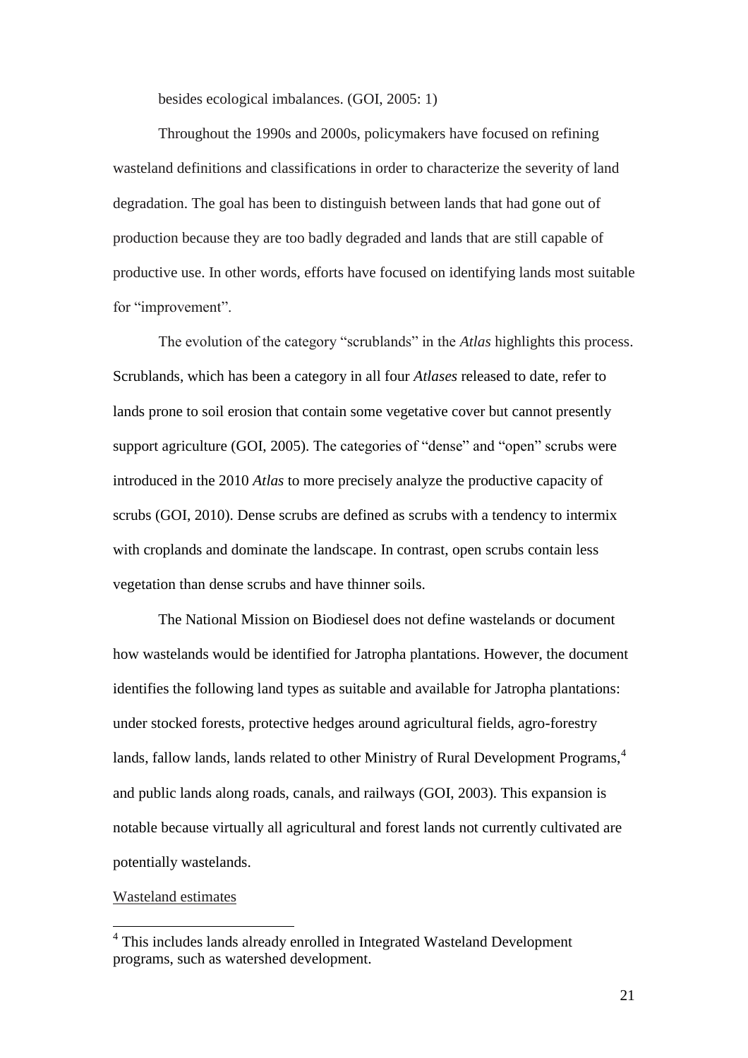besides ecological imbalances. (GOI, 2005: 1)

Throughout the 1990s and 2000s, policymakers have focused on refining wasteland definitions and classifications in order to characterize the severity of land degradation. The goal has been to distinguish between lands that had gone out of production because they are too badly degraded and lands that are still capable of productive use. In other words, efforts have focused on identifying lands most suitable for "improvement".

The evolution of the category "scrublands" in the *Atlas* highlights this process. Scrublands, which has been a category in all four *Atlases* released to date, refer to lands prone to soil erosion that contain some vegetative cover but cannot presently support agriculture (GOI, 2005). The categories of "dense" and "open" scrubs were introduced in the 2010 *Atlas* to more precisely analyze the productive capacity of scrubs (GOI, 2010). Dense scrubs are defined as scrubs with a tendency to intermix with croplands and dominate the landscape. In contrast, open scrubs contain less vegetation than dense scrubs and have thinner soils.

The National Mission on Biodiesel does not define wastelands or document how wastelands would be identified for Jatropha plantations. However, the document identifies the following land types as suitable and available for Jatropha plantations: under stocked forests, protective hedges around agricultural fields, agro-forestry lands, fallow lands, lands related to other Ministry of Rural Development Programs,[4] and public lands along roads, canals, and railways (GOI, 2003). This expansion is notable because virtually all agricultural and forest lands not currently cultivated are potentially wastelands.

Wasteland estimates

[4] This includes lands already enrolled in Integrated Wasteland Development programs, such as watershed development.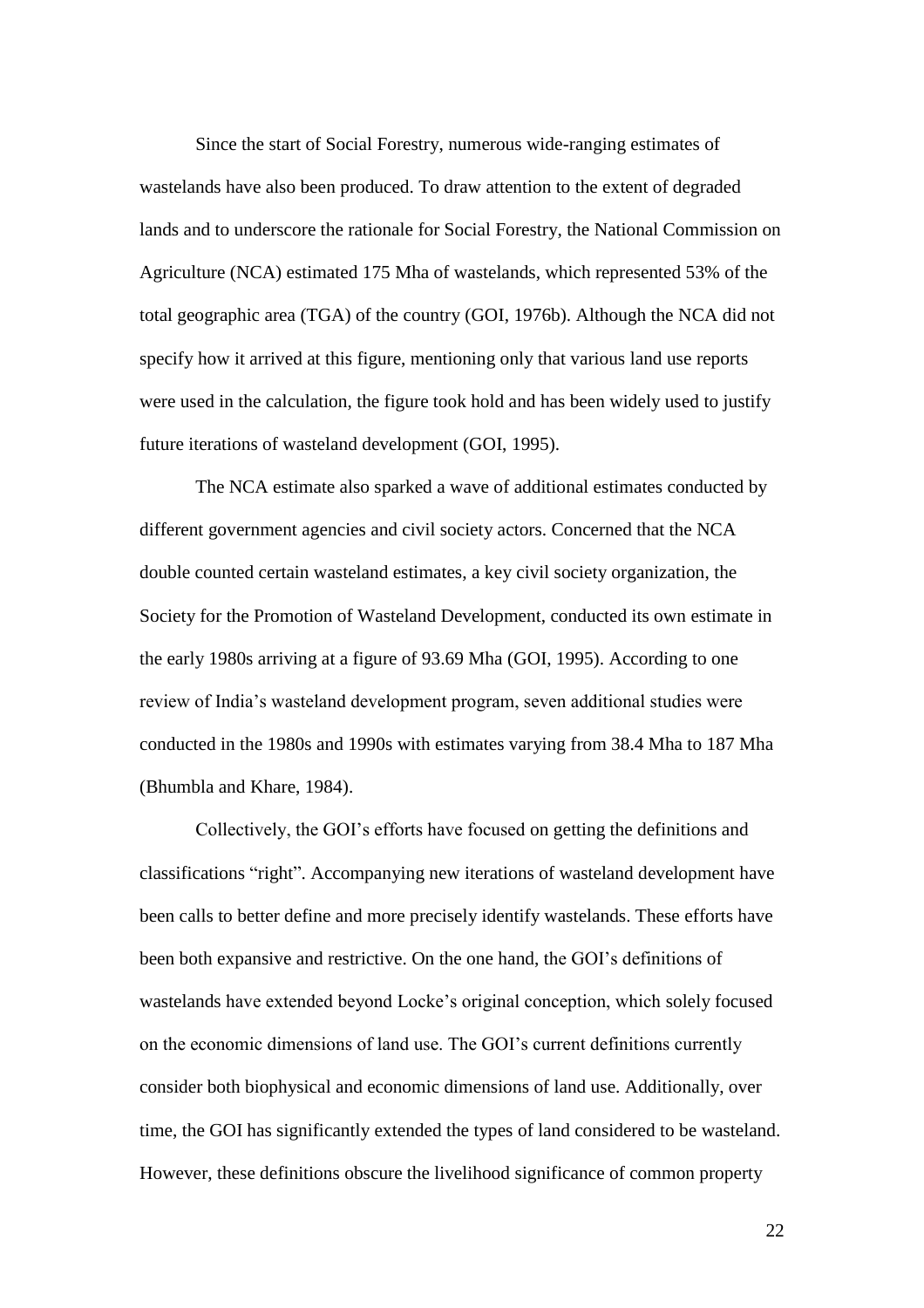Since the start of Social Forestry, numerous wide-ranging estimates of wastelands have also been produced. To draw attention to the extent of degraded lands and to underscore the rationale for Social Forestry, the National Commission on Agriculture (NCA) estimated 175 Mha of wastelands, which represented 53% of the total geographic area (TGA) of the country (GOI, 1976b). Although the NCA did not specify how it arrived at this figure, mentioning only that various land use reports were used in the calculation, the figure took hold and has been widely used to justify future iterations of wasteland development (GOI, 1995).

The NCA estimate also sparked a wave of additional estimates conducted by different government agencies and civil society actors. Concerned that the NCA double counted certain wasteland estimates, a key civil society organization, the Society for the Promotion of Wasteland Development, conducted its own estimate in the early 1980s arriving at a figure of 93.69 Mha (GOI, 1995). According to one review of India's wasteland development program, seven additional studies were conducted in the 1980s and 1990s with estimates varying from 38.4 Mha to 187 Mha (Bhumbla and Khare, 1984).

Collectively, the GOI's efforts have focused on getting the definitions and classifications "right". Accompanying new iterations of wasteland development have been calls to better define and more precisely identify wastelands. These efforts have been both expansive and restrictive. On the one hand, the GOI's definitions of wastelands have extended beyond Locke's original conception, which solely focused on the economic dimensions of land use. The GOI's current definitions currently consider both biophysical and economic dimensions of land use. Additionally, over time, the GOI has significantly extended the types of land considered to be wasteland. However, these definitions obscure the livelihood significance of common property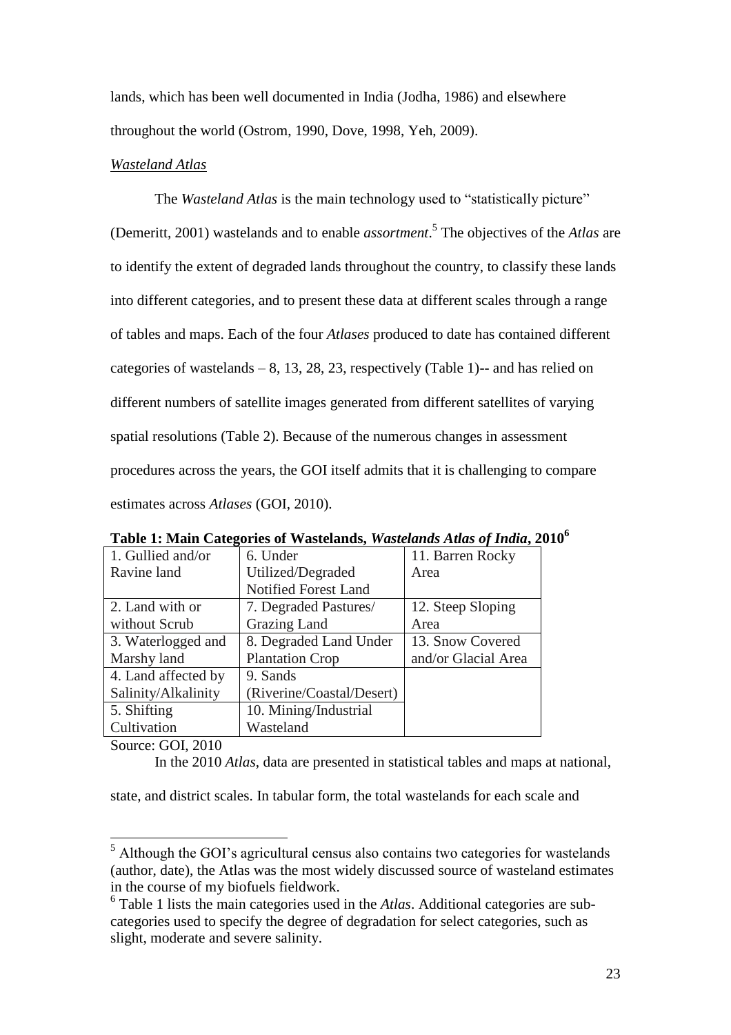lands, which has been well documented in India (Jodha, 1986) and elsewhere throughout the world (Ostrom, 1990, Dove, 1998, Yeh, 2009).

*Wasteland Atlas*

The *Wasteland Atlas* is the main technology used to "statistically picture" (Demeritt, 2001) wastelands and to enable *assortment*.[5] The objectives of the *Atlas* are to identify the extent of degraded lands throughout the country, to classify these lands into different categories, and to present these data at different scales through a range of tables and maps. Each of the four *Atlases* produced to date has contained different categories of wastelands – 8, 13, 28, 23, respectively (Table 1)-- and has relied on different numbers of satellite images generated from different satellites of varying spatial resolutions (Table 2). Because of the numerous changes in assessment procedures across the years, the GOI itself admits that it is challenging to compare estimates across *Atlases* (GOI, 2010).

**Table 1: Main Categories of Wastelands, *Wastelands Atlas of India*, 2010**[6]

| | | |
|---|---|---|
| 1. Gullied and/or Ravine land | 6. Under Utilized/Degraded Notified Forest Land | 11. Barren Rocky Area |
| 2. Land with or without Scrub | 7. Degraded Pastures/ Grazing Land | 12. Steep Sloping Area |
| 3. Waterlogged and Marshy land | 8. Degraded Land Under Plantation Crop | 13. Snow Covered and/or Glacial Area |
| 4. Land affected by Salinity/Alkalinity | 9. Sands (Riverine/Coastal/Desert) | |
| 5. Shifting Cultivation | 10. Mining/Industrial Wasteland | |

Source: GOI, 2010

In the 2010 *Atlas*, data are presented in statistical tables and maps at national, state, and district scales. In tabular form, the total wastelands for each scale and

---

[5] Although the GOI's agricultural census also contains two categories for wastelands (author, date), the Atlas was the most widely discussed source of wasteland estimates in the course of my biofuels fieldwork.

[6] Table 1 lists the main categories used in the *Atlas*. Additional categories are sub-categories used to specify the degree of degradation for select categories, such as slight, moderate and severe salinity.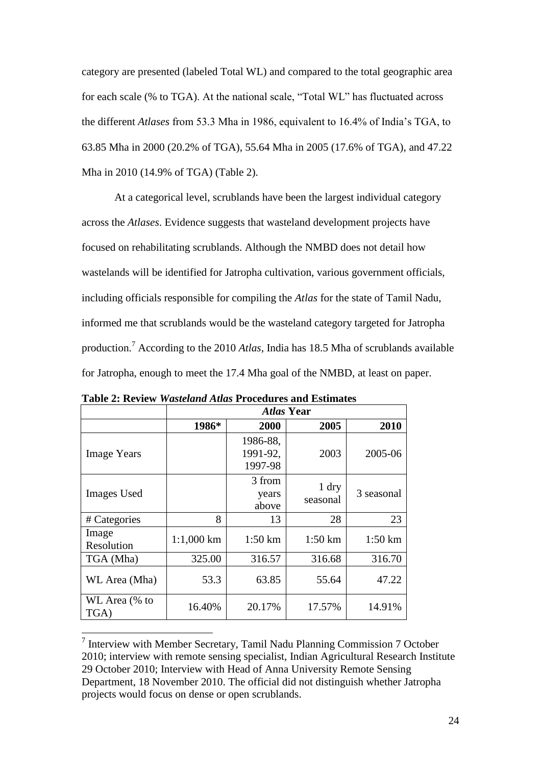category are presented (labeled Total WL) and compared to the total geographic area for each scale (% to TGA). At the national scale, "Total WL" has fluctuated across the different *Atlases* from 53.3 Mha in 1986, equivalent to 16.4% of India's TGA, to 63.85 Mha in 2000 (20.2% of TGA), 55.64 Mha in 2005 (17.6% of TGA), and 47.22 Mha in 2010 (14.9% of TGA) (Table 2).

At a categorical level, scrublands have been the largest individual category across the *Atlases*. Evidence suggests that wasteland development projects have focused on rehabilitating scrublands. Although the NMBD does not detail how wastelands will be identified for Jatropha cultivation, various government officials, including officials responsible for compiling the *Atlas* for the state of Tamil Nadu, informed me that scrublands would be the wasteland category targeted for Jatropha production.[7] According to the 2010 *Atlas*, India has 18.5 Mha of scrublands available for Jatropha, enough to meet the 17.4 Mha goal of the NMBD, at least on paper.

**Table 2: Review *Wasteland Atlas* Procedures and Estimates**

| | ***Atlas* Year** | | | |
|---|---|---|---|---|
| | **1986*** | **2000** | **2005** | **2010** |
| Image Years | | 1986-88, 1991-92, 1997-98 | 2003 | 2005-06 |
| Images Used | | 3 from years above | 1 dry seasonal | 3 seasonal |
| # Categories | 8 | 13 | 28 | 23 |
| Image Resolution | 1:1,000 km | 1:50 km | 1:50 km | 1:50 km |
| TGA (Mha) | 325.00 | 316.57 | 316.68 | 316.70 |
| WL Area (Mha) | 53.3 | 63.85 | 55.64 | 47.22 |
| WL Area (% to TGA) | 16.40% | 20.17% | 17.57% | 14.91% |

[7] Interview with Member Secretary, Tamil Nadu Planning Commission 7 October 2010; interview with remote sensing specialist, Indian Agricultural Research Institute 29 October 2010; Interview with Head of Anna University Remote Sensing Department, 18 November 2010. The official did not distinguish whether Jatropha projects would focus on dense or open scrublands.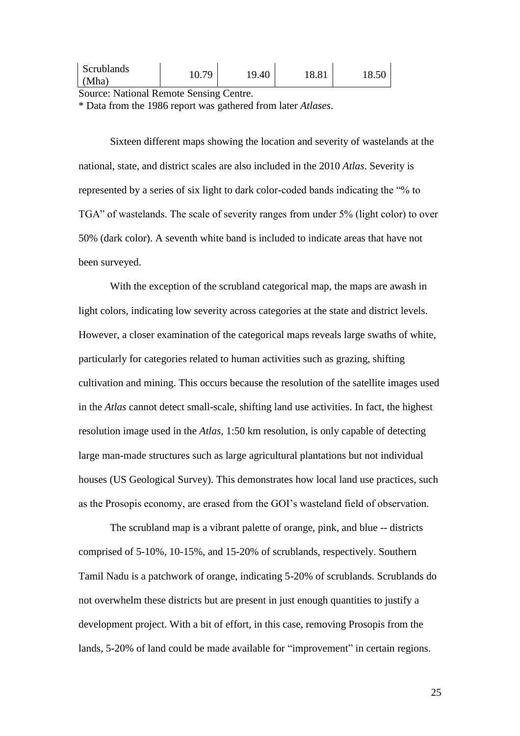| Scrublands (Mha) | 10.79 | 19.40 | 18.81 | 18.50 |
|---|---|---|---|---|

Source: National Remote Sensing Centre.

* Data from the 1986 report was gathered from later *Atlases*.

Sixteen different maps showing the location and severity of wastelands at the national, state, and district scales are also included in the 2010 *Atlas*. Severity is represented by a series of six light to dark color-coded bands indicating the "% to TGA" of wastelands. The scale of severity ranges from under 5% (light color) to over 50% (dark color). A seventh white band is included to indicate areas that have not been surveyed.

With the exception of the scrubland categorical map, the maps are awash in light colors, indicating low severity across categories at the state and district levels. However, a closer examination of the categorical maps reveals large swaths of white, particularly for categories related to human activities such as grazing, shifting cultivation and mining. This occurs because the resolution of the satellite images used in the *Atlas* cannot detect small-scale, shifting land use activities. In fact, the highest resolution image used in the *Atlas*, 1:50 km resolution, is only capable of detecting large man-made structures such as large agricultural plantations but not individual houses (US Geological Survey). This demonstrates how local land use practices, such as the Prosopis economy, are erased from the GOI's wasteland field of observation.

The scrubland map is a vibrant palette of orange, pink, and blue -- districts comprised of 5-10%, 10-15%, and 15-20% of scrublands, respectively. Southern Tamil Nadu is a patchwork of orange, indicating 5-20% of scrublands. Scrublands do not overwhelm these districts but are present in just enough quantities to justify a development project. With a bit of effort, in this case, removing Prosopis from the lands, 5-20% of land could be made available for "improvement" in certain regions.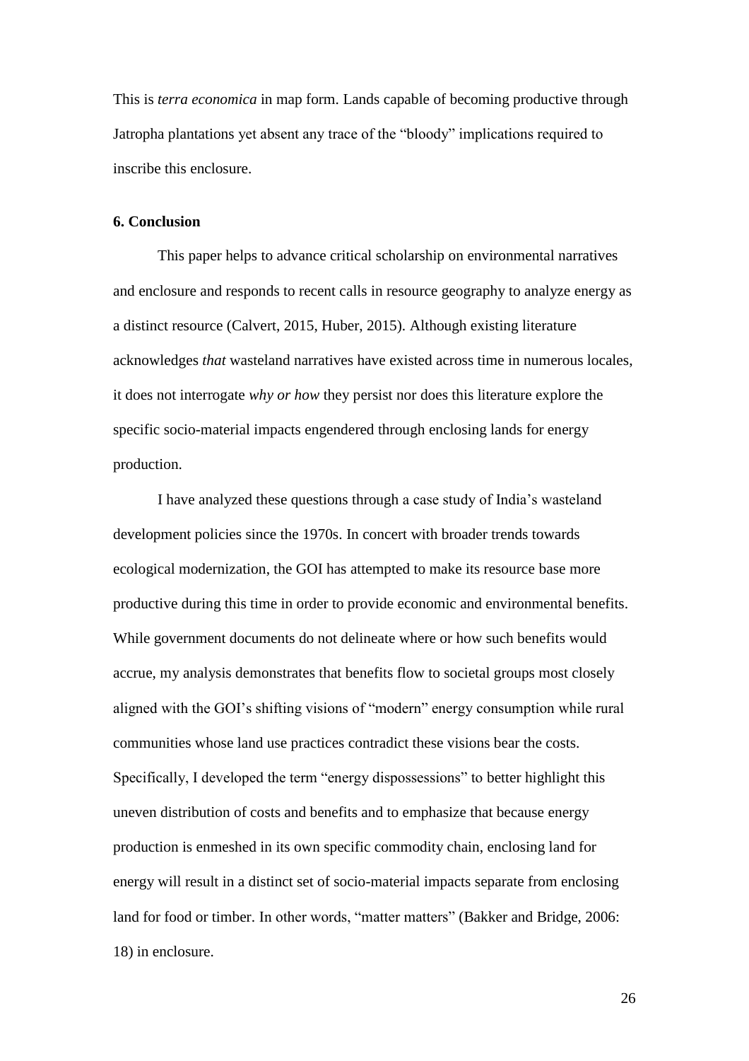This is *terra economica* in map form. Lands capable of becoming productive through Jatropha plantations yet absent any trace of the "bloody" implications required to inscribe this enclosure.

## 6. Conclusion

This paper helps to advance critical scholarship on environmental narratives and enclosure and responds to recent calls in resource geography to analyze energy as a distinct resource (Calvert, 2015, Huber, 2015). Although existing literature acknowledges *that* wasteland narratives have existed across time in numerous locales, it does not interrogate *why or how* they persist nor does this literature explore the specific socio-material impacts engendered through enclosing lands for energy production.

I have analyzed these questions through a case study of India's wasteland development policies since the 1970s. In concert with broader trends towards ecological modernization, the GOI has attempted to make its resource base more productive during this time in order to provide economic and environmental benefits. While government documents do not delineate where or how such benefits would accrue, my analysis demonstrates that benefits flow to societal groups most closely aligned with the GOI's shifting visions of "modern" energy consumption while rural communities whose land use practices contradict these visions bear the costs. Specifically, I developed the term "energy dispossessions" to better highlight this uneven distribution of costs and benefits and to emphasize that because energy production is enmeshed in its own specific commodity chain, enclosing land for energy will result in a distinct set of socio-material impacts separate from enclosing land for food or timber. In other words, "matter matters" (Bakker and Bridge, 2006: 18) in enclosure.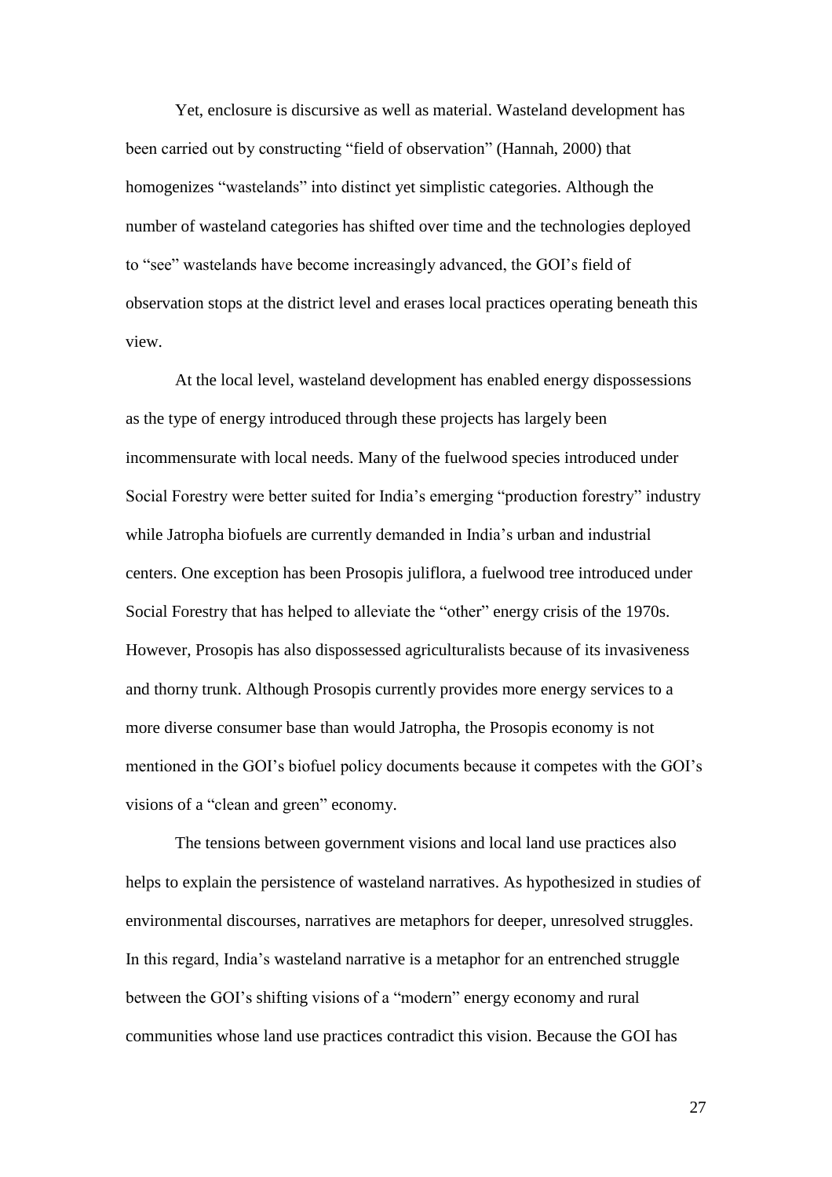Yet, enclosure is discursive as well as material. Wasteland development has been carried out by constructing "field of observation" (Hannah, 2000) that homogenizes "wastelands" into distinct yet simplistic categories. Although the number of wasteland categories has shifted over time and the technologies deployed to "see" wastelands have become increasingly advanced, the GOI's field of observation stops at the district level and erases local practices operating beneath this view.

At the local level, wasteland development has enabled energy dispossessions as the type of energy introduced through these projects has largely been incommensurate with local needs. Many of the fuelwood species introduced under Social Forestry were better suited for India's emerging "production forestry" industry while Jatropha biofuels are currently demanded in India's urban and industrial centers. One exception has been Prosopis juliflora, a fuelwood tree introduced under Social Forestry that has helped to alleviate the "other" energy crisis of the 1970s. However, Prosopis has also dispossessed agriculturalists because of its invasiveness and thorny trunk. Although Prosopis currently provides more energy services to a more diverse consumer base than would Jatropha, the Prosopis economy is not mentioned in the GOI's biofuel policy documents because it competes with the GOI's visions of a "clean and green" economy.

The tensions between government visions and local land use practices also helps to explain the persistence of wasteland narratives. As hypothesized in studies of environmental discourses, narratives are metaphors for deeper, unresolved struggles. In this regard, India's wasteland narrative is a metaphor for an entrenched struggle between the GOI's shifting visions of a "modern" energy economy and rural communities whose land use practices contradict this vision. Because the GOI has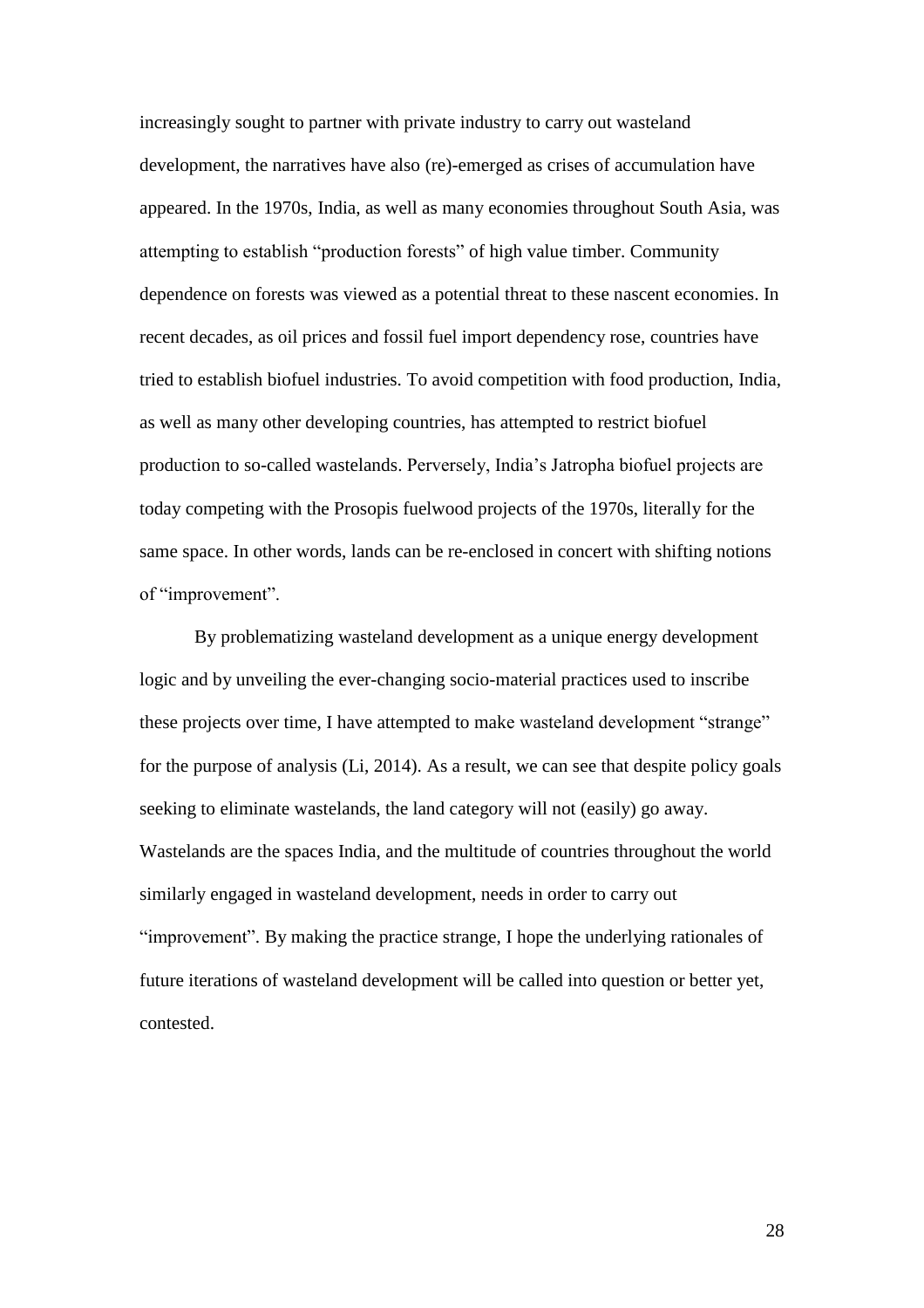increasingly sought to partner with private industry to carry out wasteland development, the narratives have also (re)-emerged as crises of accumulation have appeared. In the 1970s, India, as well as many economies throughout South Asia, was attempting to establish "production forests" of high value timber. Community dependence on forests was viewed as a potential threat to these nascent economies. In recent decades, as oil prices and fossil fuel import dependency rose, countries have tried to establish biofuel industries. To avoid competition with food production, India, as well as many other developing countries, has attempted to restrict biofuel production to so-called wastelands. Perversely, India's Jatropha biofuel projects are today competing with the Prosopis fuelwood projects of the 1970s, literally for the same space. In other words, lands can be re-enclosed in concert with shifting notions of "improvement".

By problematizing wasteland development as a unique energy development logic and by unveiling the ever-changing socio-material practices used to inscribe these projects over time, I have attempted to make wasteland development "strange" for the purpose of analysis (Li, 2014). As a result, we can see that despite policy goals seeking to eliminate wastelands, the land category will not (easily) go away. Wastelands are the spaces India, and the multitude of countries throughout the world similarly engaged in wasteland development, needs in order to carry out "improvement". By making the practice strange, I hope the underlying rationales of future iterations of wasteland development will be called into question or better yet, contested.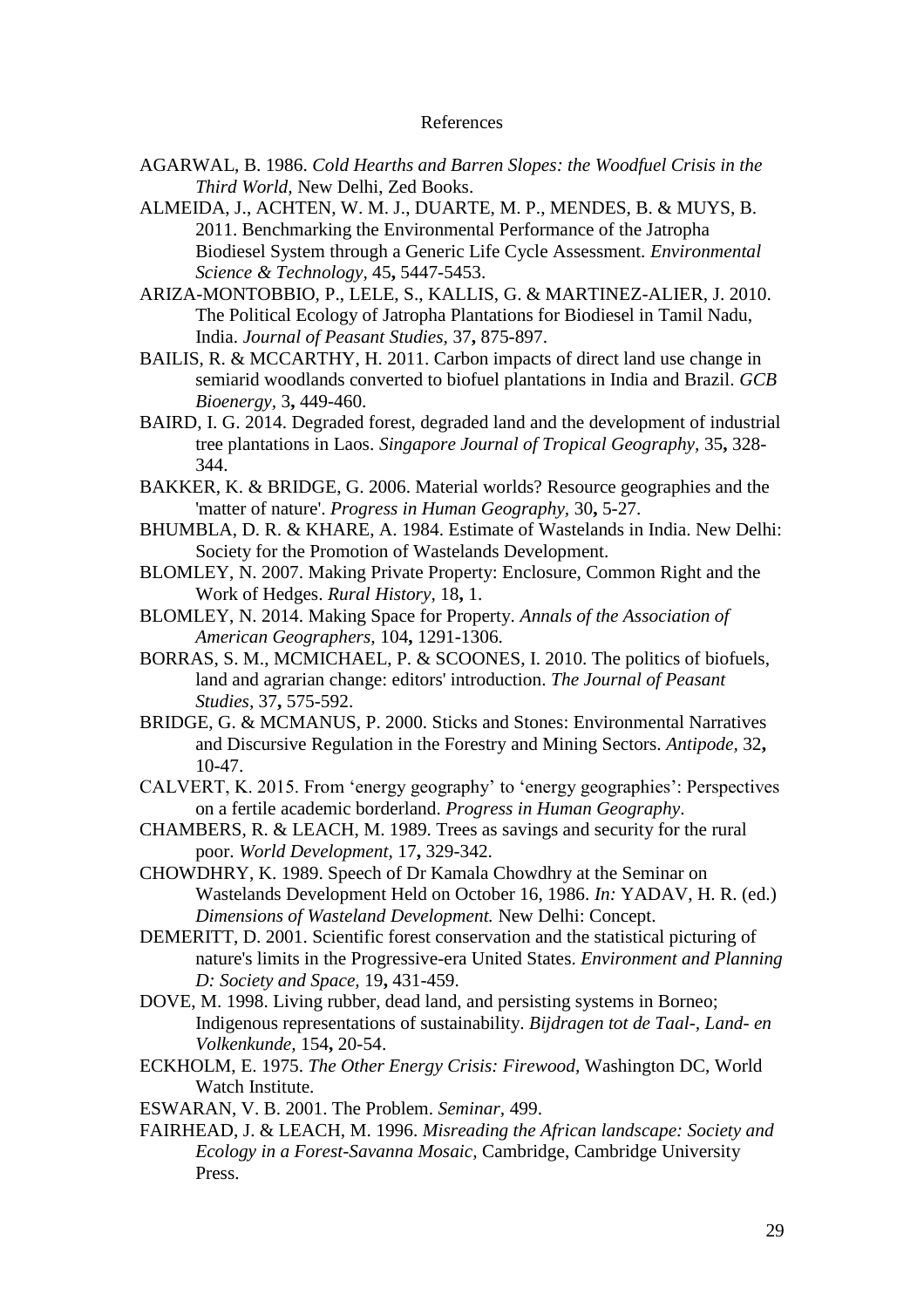# References

AGARWAL, B. 1986. *Cold Hearths and Barren Slopes: the Woodfuel Crisis in the Third World,* New Delhi, Zed Books.

ALMEIDA, J., ACHTEN, W. M. J., DUARTE, M. P., MENDES, B. & MUYS, B. 2011. Benchmarking the Environmental Performance of the Jatropha Biodiesel System through a Generic Life Cycle Assessment. *Environmental Science & Technology,* 45**,** 5447-5453.

ARIZA-MONTOBBIO, P., LELE, S., KALLIS, G. & MARTINEZ-ALIER, J. 2010. The Political Ecology of Jatropha Plantations for Biodiesel in Tamil Nadu, India. *Journal of Peasant Studies,* 37**,** 875-897.

BAILIS, R. & MCCARTHY, H. 2011. Carbon impacts of direct land use change in semiarid woodlands converted to biofuel plantations in India and Brazil. *GCB Bioenergy,* 3**,** 449-460.

BAIRD, I. G. 2014. Degraded forest, degraded land and the development of industrial tree plantations in Laos. *Singapore Journal of Tropical Geography,* 35**,** 328-344.

BAKKER, K. & BRIDGE, G. 2006. Material worlds? Resource geographies and the 'matter of nature'. *Progress in Human Geography,* 30**,** 5-27.

BHUMBLA, D. R. & KHARE, A. 1984. Estimate of Wastelands in India. New Delhi: Society for the Promotion of Wastelands Development.

BLOMLEY, N. 2007. Making Private Property: Enclosure, Common Right and the Work of Hedges. *Rural History,* 18**,** 1.

BLOMLEY, N. 2014. Making Space for Property. *Annals of the Association of American Geographers,* 104**,** 1291-1306.

BORRAS, S. M., MCMICHAEL, P. & SCOONES, I. 2010. The politics of biofuels, land and agrarian change: editors' introduction. *The Journal of Peasant Studies,* 37**,** 575-592.

BRIDGE, G. & MCMANUS, P. 2000. Sticks and Stones: Environmental Narratives and Discursive Regulation in the Forestry and Mining Sectors. *Antipode,* 32**,** 10-47.

CALVERT, K. 2015. From 'energy geography' to 'energy geographies': Perspectives on a fertile academic borderland. *Progress in Human Geography*.

CHAMBERS, R. & LEACH, M. 1989. Trees as savings and security for the rural poor. *World Development,* 17**,** 329-342.

CHOWDHRY, K. 1989. Speech of Dr Kamala Chowdhry at the Seminar on Wastelands Development Held on October 16, 1986. *In:* YADAV, H. R. (ed.) *Dimensions of Wasteland Development.* New Delhi: Concept.

DEMERITT, D. 2001. Scientific forest conservation and the statistical picturing of nature's limits in the Progressive-era United States. *Environment and Planning D: Society and Space,* 19**,** 431-459.

DOVE, M. 1998. Living rubber, dead land, and persisting systems in Borneo; Indigenous representations of sustainability. *Bijdragen tot de Taal-, Land- en Volkenkunde,* 154**,** 20-54.

ECKHOLM, E. 1975. *The Other Energy Crisis: Firewood,* Washington DC, World Watch Institute.

ESWARAN, V. B. 2001. The Problem. *Seminar,* 499.

FAIRHEAD, J. & LEACH, M. 1996. *Misreading the African landscape: Society and Ecology in a Forest-Savanna Mosaic,* Cambridge, Cambridge University Press.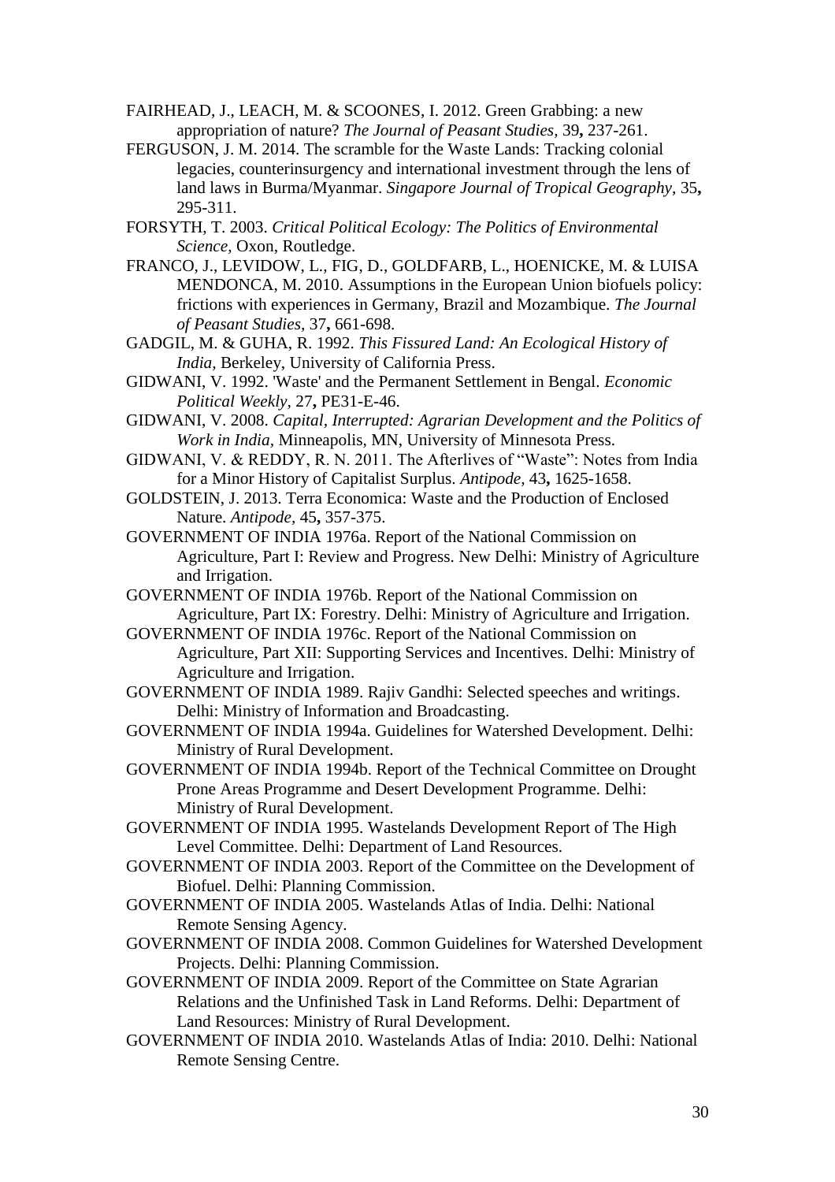FAIRHEAD, J., LEACH, M. & SCOONES, I. 2012. Green Grabbing: a new appropriation of nature? *The Journal of Peasant Studies,* 39**,** 237-261.

FERGUSON, J. M. 2014. The scramble for the Waste Lands: Tracking colonial legacies, counterinsurgency and international investment through the lens of land laws in Burma/Myanmar. *Singapore Journal of Tropical Geography,* 35**,** 295-311.

FORSYTH, T. 2003. *Critical Political Ecology: The Politics of Environmental Science,* Oxon, Routledge.

FRANCO, J., LEVIDOW, L., FIG, D., GOLDFARB, L., HOENICKE, M. & LUISA MENDONCA, M. 2010. Assumptions in the European Union biofuels policy: frictions with experiences in Germany, Brazil and Mozambique. *The Journal of Peasant Studies,* 37**,** 661-698.

GADGIL, M. & GUHA, R. 1992. *This Fissured Land: An Ecological History of India,* Berkeley, University of California Press.

GIDWANI, V. 1992. 'Waste' and the Permanent Settlement in Bengal. *Economic Political Weekly,* 27**,** PE31-E-46.

GIDWANI, V. 2008. *Capital, Interrupted: Agrarian Development and the Politics of Work in India,* Minneapolis, MN, University of Minnesota Press.

GIDWANI, V. & REDDY, R. N. 2011. The Afterlives of "Waste": Notes from India for a Minor History of Capitalist Surplus. *Antipode,* 43**,** 1625-1658.

GOLDSTEIN, J. 2013. Terra Economica: Waste and the Production of Enclosed Nature. *Antipode,* 45**,** 357-375.

GOVERNMENT OF INDIA 1976a. Report of the National Commission on Agriculture, Part I: Review and Progress. New Delhi: Ministry of Agriculture and Irrigation.

GOVERNMENT OF INDIA 1976b. Report of the National Commission on Agriculture, Part IX: Forestry. Delhi: Ministry of Agriculture and Irrigation.

GOVERNMENT OF INDIA 1976c. Report of the National Commission on Agriculture, Part XII: Supporting Services and Incentives. Delhi: Ministry of Agriculture and Irrigation.

GOVERNMENT OF INDIA 1989. Rajiv Gandhi: Selected speeches and writings. Delhi: Ministry of Information and Broadcasting.

GOVERNMENT OF INDIA 1994a. Guidelines for Watershed Development. Delhi: Ministry of Rural Development.

GOVERNMENT OF INDIA 1994b. Report of the Technical Committee on Drought Prone Areas Programme and Desert Development Programme. Delhi: Ministry of Rural Development.

GOVERNMENT OF INDIA 1995. Wastelands Development Report of The High Level Committee. Delhi: Department of Land Resources.

GOVERNMENT OF INDIA 2003. Report of the Committee on the Development of Biofuel. Delhi: Planning Commission.

GOVERNMENT OF INDIA 2005. Wastelands Atlas of India. Delhi: National Remote Sensing Agency.

GOVERNMENT OF INDIA 2008. Common Guidelines for Watershed Development Projects. Delhi: Planning Commission.

GOVERNMENT OF INDIA 2009. Report of the Committee on State Agrarian Relations and the Unfinished Task in Land Reforms. Delhi: Department of Land Resources: Ministry of Rural Development.

GOVERNMENT OF INDIA 2010. Wastelands Atlas of India: 2010. Delhi: National Remote Sensing Centre.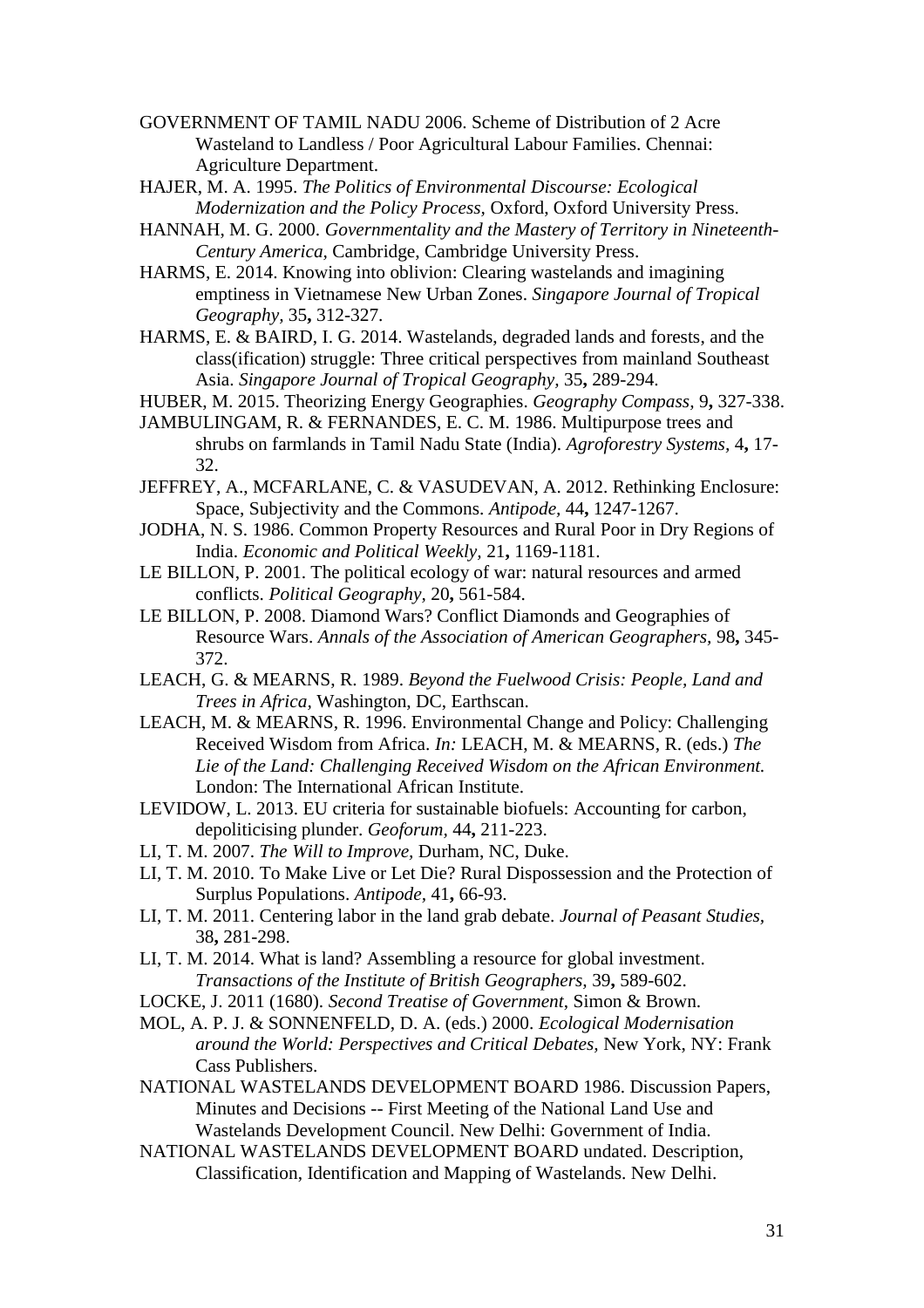GOVERNMENT OF TAMIL NADU 2006. Scheme of Distribution of 2 Acre Wasteland to Landless / Poor Agricultural Labour Families. Chennai: Agriculture Department.

HAJER, M. A. 1995. *The Politics of Environmental Discourse: Ecological Modernization and the Policy Process,* Oxford, Oxford University Press.

HANNAH, M. G. 2000. *Governmentality and the Mastery of Territory in Nineteenth-Century America,* Cambridge, Cambridge University Press.

HARMS, E. 2014. Knowing into oblivion: Clearing wastelands and imagining emptiness in Vietnamese New Urban Zones. *Singapore Journal of Tropical Geography,* 35**,** 312-327.

HARMS, E. & BAIRD, I. G. 2014. Wastelands, degraded lands and forests, and the class(ification) struggle: Three critical perspectives from mainland Southeast Asia. *Singapore Journal of Tropical Geography,* 35**,** 289-294.

HUBER, M. 2015. Theorizing Energy Geographies. *Geography Compass,* 9**,** 327-338.

JAMBULINGAM, R. & FERNANDES, E. C. M. 1986. Multipurpose trees and shrubs on farmlands in Tamil Nadu State (India). *Agroforestry Systems,* 4**,** 17-32.

JEFFREY, A., MCFARLANE, C. & VASUDEVAN, A. 2012. Rethinking Enclosure: Space, Subjectivity and the Commons. *Antipode,* 44**,** 1247-1267.

JODHA, N. S. 1986. Common Property Resources and Rural Poor in Dry Regions of India. *Economic and Political Weekly,* 21**,** 1169-1181.

LE BILLON, P. 2001. The political ecology of war: natural resources and armed conflicts. *Political Geography,* 20**,** 561-584.

LE BILLON, P. 2008. Diamond Wars? Conflict Diamonds and Geographies of Resource Wars. *Annals of the Association of American Geographers,* 98**,** 345-372.

LEACH, G. & MEARNS, R. 1989. *Beyond the Fuelwood Crisis: People, Land and Trees in Africa,* Washington, DC, Earthscan.

LEACH, M. & MEARNS, R. 1996. Environmental Change and Policy: Challenging Received Wisdom from Africa. *In:* LEACH, M. & MEARNS, R. (eds.) *The Lie of the Land: Challenging Received Wisdom on the African Environment.* London: The International African Institute.

LEVIDOW, L. 2013. EU criteria for sustainable biofuels: Accounting for carbon, depoliticising plunder. *Geoforum,* 44**,** 211-223.

LI, T. M. 2007. *The Will to Improve,* Durham, NC, Duke.

LI, T. M. 2010. To Make Live or Let Die? Rural Dispossession and the Protection of Surplus Populations. *Antipode,* 41**,** 66-93.

LI, T. M. 2011. Centering labor in the land grab debate. *Journal of Peasant Studies,* 38**,** 281-298.

LI, T. M. 2014. What is land? Assembling a resource for global investment. *Transactions of the Institute of British Geographers,* 39**,** 589-602.

LOCKE, J. 2011 (1680). *Second Treatise of Government*, Simon & Brown.

MOL, A. P. J. & SONNENFELD, D. A. (eds.) 2000. *Ecological Modernisation around the World: Perspectives and Critical Debates,* New York, NY: Frank Cass Publishers.

NATIONAL WASTELANDS DEVELOPMENT BOARD 1986. Discussion Papers, Minutes and Decisions -- First Meeting of the National Land Use and Wastelands Development Council. New Delhi: Government of India.

NATIONAL WASTELANDS DEVELOPMENT BOARD undated. Description, Classification, Identification and Mapping of Wastelands. New Delhi.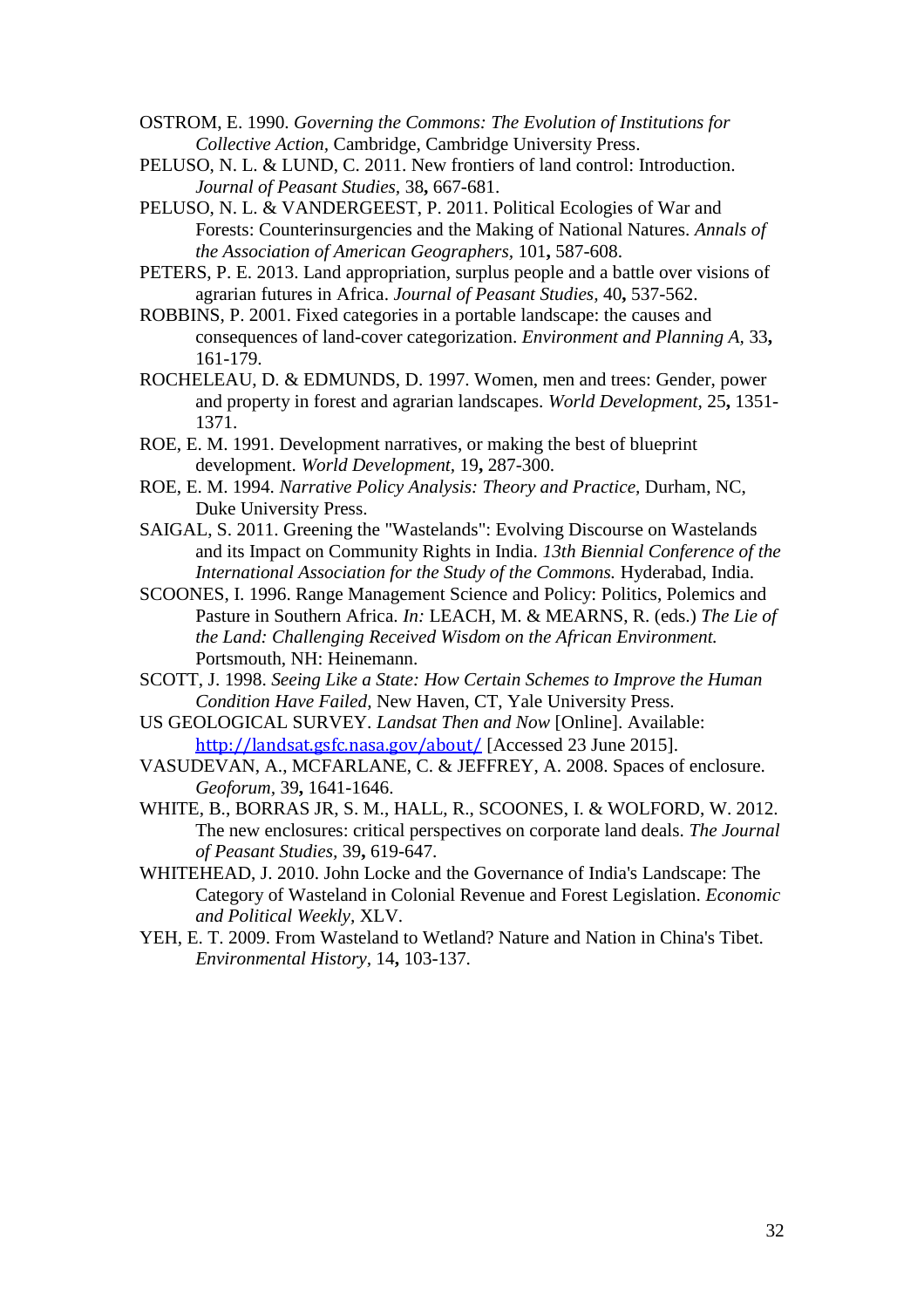OSTROM, E. 1990. *Governing the Commons: The Evolution of Institutions for Collective Action,* Cambridge, Cambridge University Press.

PELUSO, N. L. & LUND, C. 2011. New frontiers of land control: Introduction. *Journal of Peasant Studies,* 38**,** 667-681.

PELUSO, N. L. & VANDERGEEST, P. 2011. Political Ecologies of War and Forests: Counterinsurgencies and the Making of National Natures. *Annals of the Association of American Geographers,* 101**,** 587-608.

PETERS, P. E. 2013. Land appropriation, surplus people and a battle over visions of agrarian futures in Africa. *Journal of Peasant Studies,* 40**,** 537-562.

ROBBINS, P. 2001. Fixed categories in a portable landscape: the causes and consequences of land-cover categorization. *Environment and Planning A,* 33**,** 161-179.

ROCHELEAU, D. & EDMUNDS, D. 1997. Women, men and trees: Gender, power and property in forest and agrarian landscapes. *World Development,* 25**,** 1351-1371.

ROE, E. M. 1991. Development narratives, or making the best of blueprint development. *World Development,* 19**,** 287-300.

ROE, E. M. 1994. *Narrative Policy Analysis: Theory and Practice,* Durham, NC, Duke University Press.

SAIGAL, S. 2011. Greening the "Wastelands": Evolving Discourse on Wastelands and its Impact on Community Rights in India. *13th Biennial Conference of the International Association for the Study of the Commons.* Hyderabad, India.

SCOONES, I. 1996. Range Management Science and Policy: Politics, Polemics and Pasture in Southern Africa. *In:* LEACH, M. & MEARNS, R. (eds.) *The Lie of the Land: Challenging Received Wisdom on the African Environment.* Portsmouth, NH: Heinemann.

SCOTT, J. 1998. *Seeing Like a State: How Certain Schemes to Improve the Human Condition Have Failed,* New Haven, CT, Yale University Press.

US GEOLOGICAL SURVEY. *Landsat Then and Now* [Online]. Available: http://landsat.gsfc.nasa.gov/about/ [Accessed 23 June 2015].

VASUDEVAN, A., MCFARLANE, C. & JEFFREY, A. 2008. Spaces of enclosure. *Geoforum,* 39**,** 1641-1646.

WHITE, B., BORRAS JR, S. M., HALL, R., SCOONES, I. & WOLFORD, W. 2012. The new enclosures: critical perspectives on corporate land deals. *The Journal of Peasant Studies,* 39**,** 619-647.

WHITEHEAD, J. 2010. John Locke and the Governance of India's Landscape: The Category of Wasteland in Colonial Revenue and Forest Legislation. *Economic and Political Weekly,* XLV.

YEH, E. T. 2009. From Wasteland to Wetland? Nature and Nation in China's Tibet. *Environmental History,* 14**,** 103-137.